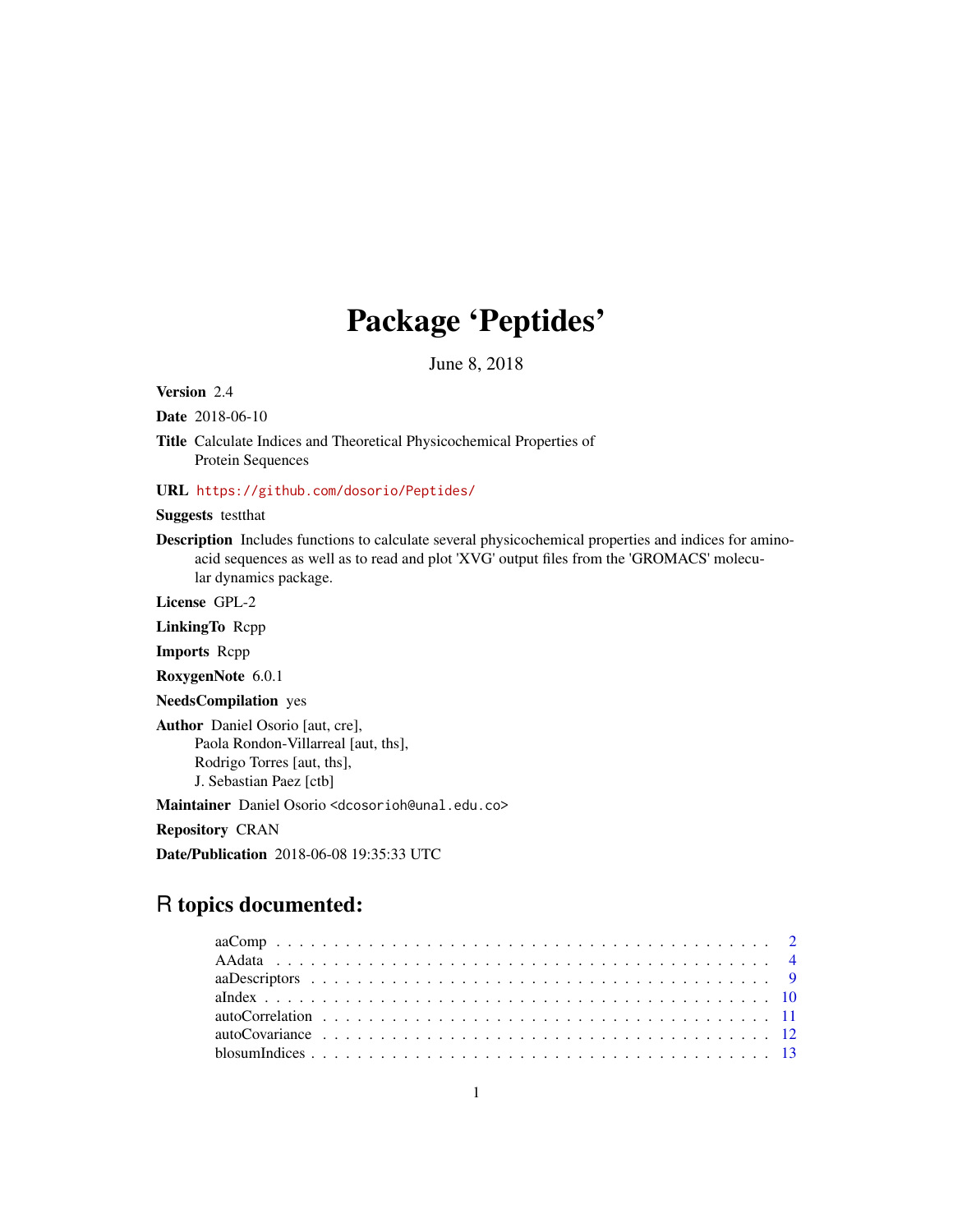# Package 'Peptides'

June 8, 2018

**Version** 2.4

**Date** 2018-06-10

**Title** Calculate Indices and Theoretical Physicochemical Properties of Protein Sequences

**URL** https://github.com/dosorio/Peptides/

**Suggests** testthat

**Description** Includes functions to calculate several physicochemical properties and indices for amino-acid sequences as well as to read and plot 'XVG' output files from the 'GROMACS' molecular dynamics package.

**License** GPL-2

**LinkingTo** Rcpp

**Imports** Rcpp

**RoxygenNote** 6.0.1

**NeedsCompilation** yes

**Author** Daniel Osorio [aut, cre],
Paola Rondon-Villarreal [aut, ths],
Rodrigo Torres [aut, ths],
J. Sebastian Paez [ctb]

**Maintainer** Daniel Osorio <dcosorioh@unal.edu.co>

**Repository** CRAN

**Date/Publication** 2018-06-08 19:35:33 UTC

## R topics documented:

- aaComp . . . . . . . . . . . . . . . . . . . . . . . . . . . . . . . . . . . . . . . . . 2
- AAdata . . . . . . . . . . . . . . . . . . . . . . . . . . . . . . . . . . . . . . . . . 4
- aaDescriptors . . . . . . . . . . . . . . . . . . . . . . . . . . . . . . . . . . . . . . 9
- aIndex . . . . . . . . . . . . . . . . . . . . . . . . . . . . . . . . . . . . . . . . . 10
- autoCorrelation . . . . . . . . . . . . . . . . . . . . . . . . . . . . . . . . . . . . 11
- autoCovariance . . . . . . . . . . . . . . . . . . . . . . . . . . . . . . . . . . . . 12
- blosumIndices . . . . . . . . . . . . . . . . . . . . . . . . . . . . . . . . . . . . . 13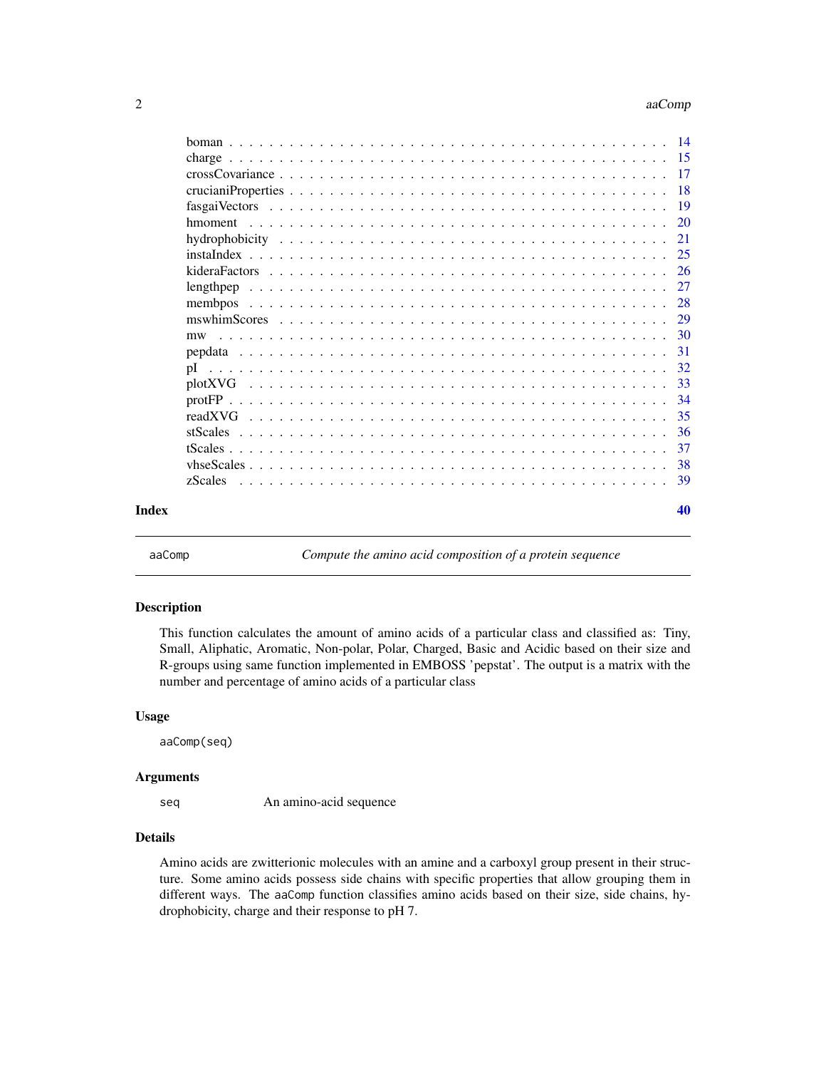| | |
|---|---|
| boman | 14 |
| charge | 15 |
| crossCovariance | 17 |
| crucianiProperties | 18 |
| fasgaiVectors | 19 |
| hmoment | 20 |
| hydrophobicity | 21 |
| instaIndex | 25 |
| kideraFactors | 26 |
| lengthpep | 27 |
| membpos | 28 |
| mswhimScores | 29 |
| mw | 30 |
| pepdata | 31 |
| pI | 32 |
| plotXVG | 33 |
| protFP | 34 |
| readXVG | 35 |
| stScales | 36 |
| tScales | 37 |
| vhseScales | 38 |
| zScales | 39 |

**Index** **40**

---

`aaComp` *Compute the amino acid composition of a protein sequence*

---

## Description

This function calculates the amount of amino acids of a particular class and classified as: Tiny, Small, Aliphatic, Aromatic, Non-polar, Polar, Charged, Basic and Acidic based on their size and R-groups using same function implemented in EMBOSS 'pepstat'. The output is a matrix with the number and percentage of amino acids of a particular class

## Usage

```
aaComp(seq)
```

## Arguments

| | |
|---|---|
| `seq` | An amino-acid sequence |

## Details

Amino acids are zwitterionic molecules with an amine and a carboxyl group present in their structure. Some amino acids possess side chains with specific properties that allow grouping them in different ways. The `aaComp` function classifies amino acids based on their size, side chains, hydrophobicity, charge and their response to pH 7.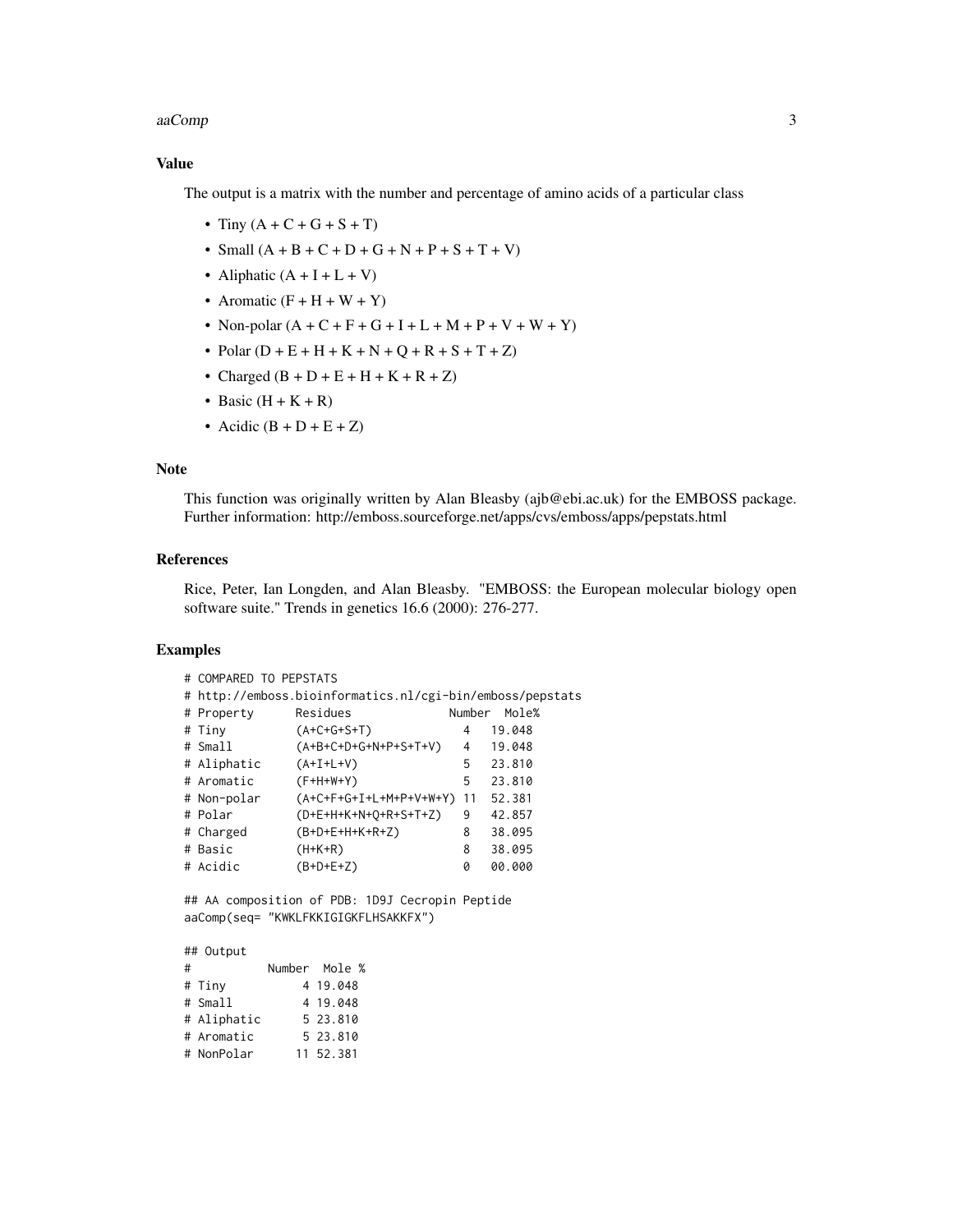### Value

The output is a matrix with the number and percentage of amino acids of a particular class

- Tiny (A + C + G + S + T)
- Small (A + B + C + D + G + N + P + S + T + V)
- Aliphatic (A + I + L + V)
- Aromatic (F + H + W + Y)
- Non-polar (A + C + F + G + I + L + M + P + V + W + Y)
- Polar (D + E + H + K + N + Q + R + S + T + Z)
- Charged (B + D + E + H + K + R + Z)
- Basic (H + K + R)
- Acidic (B + D + E + Z)

### Note

This function was originally written by Alan Bleasby (ajb@ebi.ac.uk) for the EMBOSS package. Further information: http://emboss.sourceforge.net/apps/cvs/emboss/apps/pepstats.html

### References

Rice, Peter, Ian Longden, and Alan Bleasby. "EMBOSS: the European molecular biology open software suite." Trends in genetics 16.6 (2000): 276-277.

### Examples

```
# COMPARED TO PEPSTATS
# http://emboss.bioinformatics.nl/cgi-bin/emboss/pepstats
# Property      Residues              Number  Mole%
# Tiny          (A+C+G+S+T)             4   19.048
# Small         (A+B+C+D+G+N+P+S+T+V)   4   19.048
# Aliphatic     (A+I+L+V)               5   23.810
# Aromatic      (F+H+W+Y)               5   23.810
# Non-polar     (A+C+F+G+I+L+M+P+V+W+Y) 11  52.381
# Polar         (D+E+H+K+N+Q+R+S+T+Z)   9   42.857
# Charged       (B+D+E+H+K+R+Z)         8   38.095
# Basic         (H+K+R)                 8   38.095
# Acidic        (B+D+E+Z)               0   00.000

## AA composition of PDB: 1D9J Cecropin Peptide
aaComp(seq= "KWKLFKKIGIGKFLHSAKKFX")

## Output
#           Number  Mole %
# Tiny           4 19.048
# Small          4 19.048
# Aliphatic      5 23.810
# Aromatic       5 23.810
# NonPolar      11 52.381
```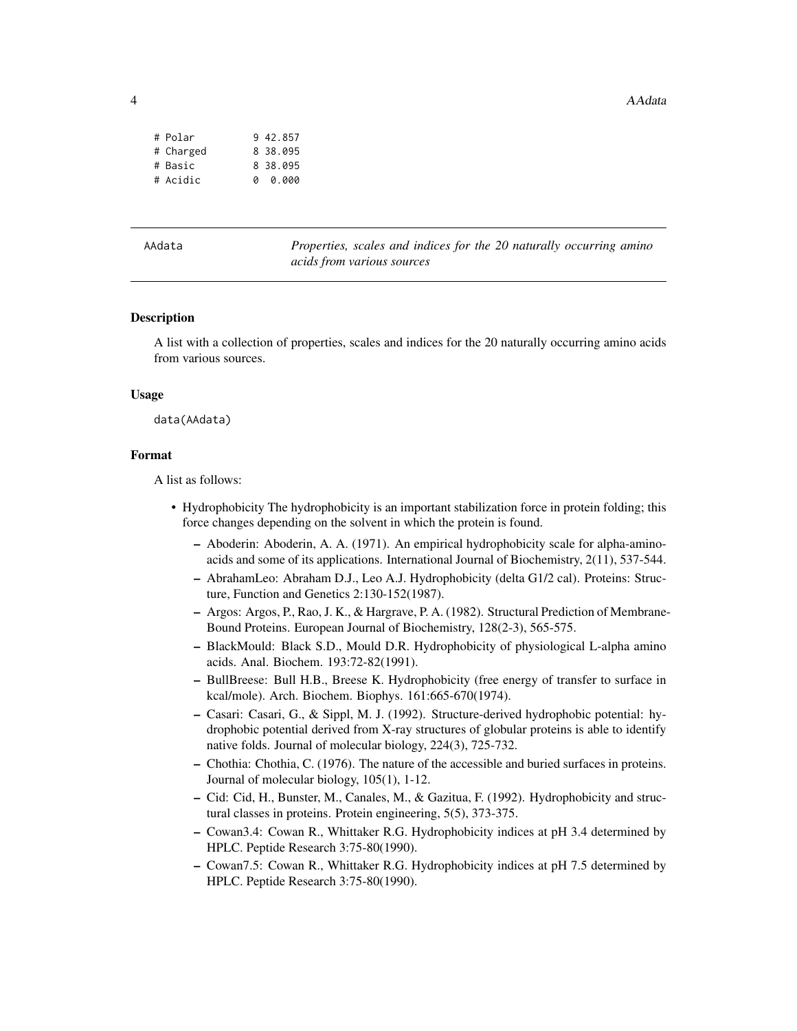```
# Polar         9 42.857
# Charged       8 38.095
# Basic         8 38.095
# Acidic        0  0.000
```

AAdata — *Properties, scales and indices for the 20 naturally occurring amino acids from various sources*

### Description

A list with a collection of properties, scales and indices for the 20 naturally occurring amino acids from various sources.

### Usage

```
data(AAdata)
```

### Format

A list as follows:

- Hydrophobicity The hydrophobicity is an important stabilization force in protein folding; this force changes depending on the solvent in which the protein is found.
  - Aboderin: Aboderin, A. A. (1971). An empirical hydrophobicity scale for alpha-amino-acids and some of its applications. International Journal of Biochemistry, 2(11), 537-544.
  - AbrahamLeo: Abraham D.J., Leo A.J. Hydrophobicity (delta G1/2 cal). Proteins: Structure, Function and Genetics 2:130-152(1987).
  - Argos: Argos, P., Rao, J. K., & Hargrave, P. A. (1982). Structural Prediction of Membrane-Bound Proteins. European Journal of Biochemistry, 128(2-3), 565-575.
  - BlackMould: Black S.D., Mould D.R. Hydrophobicity of physiological L-alpha amino acids. Anal. Biochem. 193:72-82(1991).
  - BullBreese: Bull H.B., Breese K. Hydrophobicity (free energy of transfer to surface in kcal/mole). Arch. Biochem. Biophys. 161:665-670(1974).
  - Casari: Casari, G., & Sippl, M. J. (1992). Structure-derived hydrophobic potential: hydrophobic potential derived from X-ray structures of globular proteins is able to identify native folds. Journal of molecular biology, 224(3), 725-732.
  - Chothia: Chothia, C. (1976). The nature of the accessible and buried surfaces in proteins. Journal of molecular biology, 105(1), 1-12.
  - Cid: Cid, H., Bunster, M., Canales, M., & Gazitua, F. (1992). Hydrophobicity and structural classes in proteins. Protein engineering, 5(5), 373-375.
  - Cowan3.4: Cowan R., Whittaker R.G. Hydrophobicity indices at pH 3.4 determined by HPLC. Peptide Research 3:75-80(1990).
  - Cowan7.5: Cowan R., Whittaker R.G. Hydrophobicity indices at pH 7.5 determined by HPLC. Peptide Research 3:75-80(1990).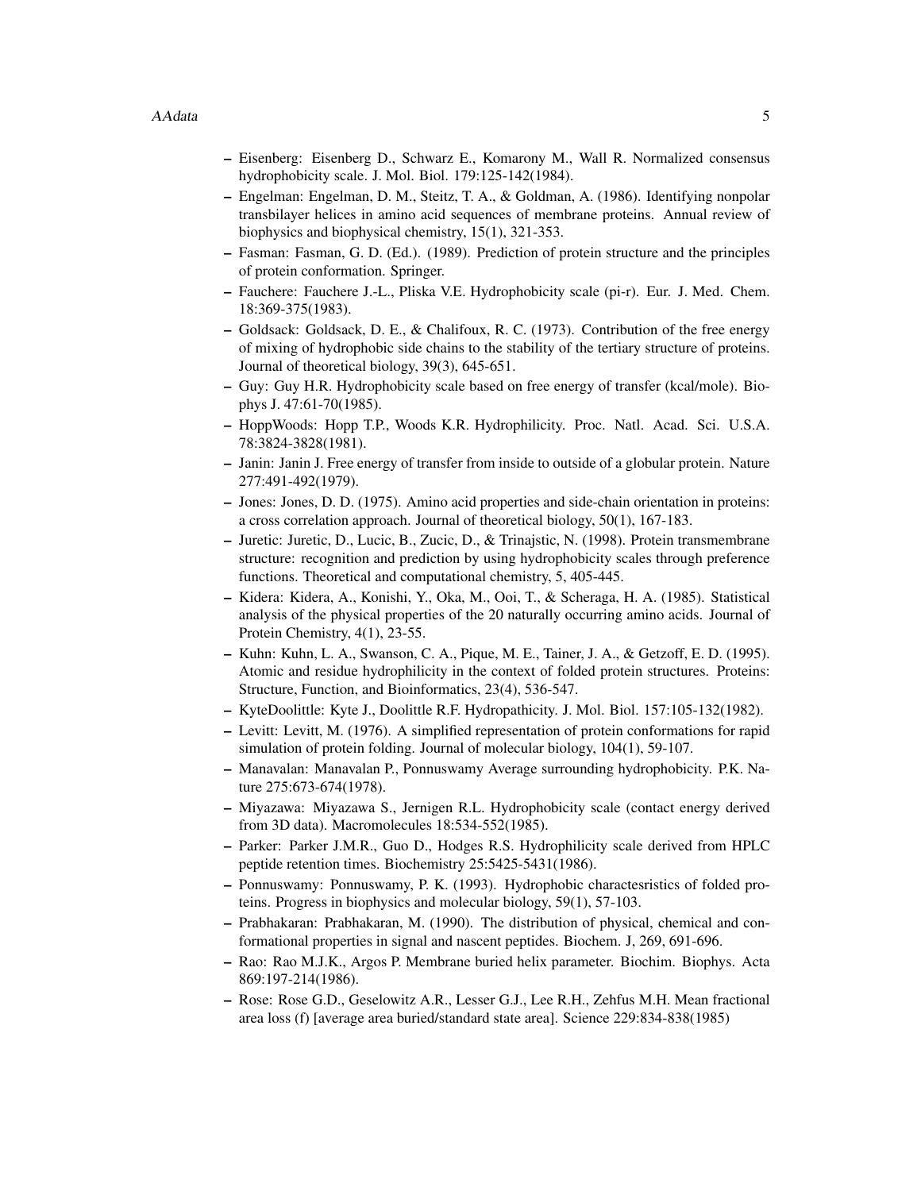- Eisenberg: Eisenberg D., Schwarz E., Komarony M., Wall R. Normalized consensus hydrophobicity scale. J. Mol. Biol. 179:125-142(1984).
- Engelman: Engelman, D. M., Steitz, T. A., & Goldman, A. (1986). Identifying nonpolar transbilayer helices in amino acid sequences of membrane proteins. Annual review of biophysics and biophysical chemistry, 15(1), 321-353.
- Fasman: Fasman, G. D. (Ed.). (1989). Prediction of protein structure and the principles of protein conformation. Springer.
- Fauchere: Fauchere J.-L., Pliska V.E. Hydrophobicity scale (pi-r). Eur. J. Med. Chem. 18:369-375(1983).
- Goldsack: Goldsack, D. E., & Chalifoux, R. C. (1973). Contribution of the free energy of mixing of hydrophobic side chains to the stability of the tertiary structure of proteins. Journal of theoretical biology, 39(3), 645-651.
- Guy: Guy H.R. Hydrophobicity scale based on free energy of transfer (kcal/mole). Biophys J. 47:61-70(1985).
- HoppWoods: Hopp T.P., Woods K.R. Hydrophilicity. Proc. Natl. Acad. Sci. U.S.A. 78:3824-3828(1981).
- Janin: Janin J. Free energy of transfer from inside to outside of a globular protein. Nature 277:491-492(1979).
- Jones: Jones, D. D. (1975). Amino acid properties and side-chain orientation in proteins: a cross correlation approach. Journal of theoretical biology, 50(1), 167-183.
- Juretic: Juretic, D., Lucic, B., Zucic, D., & Trinajstic, N. (1998). Protein transmembrane structure: recognition and prediction by using hydrophobicity scales through preference functions. Theoretical and computational chemistry, 5, 405-445.
- Kidera: Kidera, A., Konishi, Y., Oka, M., Ooi, T., & Scheraga, H. A. (1985). Statistical analysis of the physical properties of the 20 naturally occurring amino acids. Journal of Protein Chemistry, 4(1), 23-55.
- Kuhn: Kuhn, L. A., Swanson, C. A., Pique, M. E., Tainer, J. A., & Getzoff, E. D. (1995). Atomic and residue hydrophilicity in the context of folded protein structures. Proteins: Structure, Function, and Bioinformatics, 23(4), 536-547.
- KyteDoolittle: Kyte J., Doolittle R.F. Hydropathicity. J. Mol. Biol. 157:105-132(1982).
- Levitt: Levitt, M. (1976). A simplified representation of protein conformations for rapid simulation of protein folding. Journal of molecular biology, 104(1), 59-107.
- Manavalan: Manavalan P., Ponnuswamy Average surrounding hydrophobicity. P.K. Nature 275:673-674(1978).
- Miyazawa: Miyazawa S., Jernigen R.L. Hydrophobicity scale (contact energy derived from 3D data). Macromolecules 18:534-552(1985).
- Parker: Parker J.M.R., Guo D., Hodges R.S. Hydrophilicity scale derived from HPLC peptide retention times. Biochemistry 25:5425-5431(1986).
- Ponnuswamy: Ponnuswamy, P. K. (1993). Hydrophobic charactesristics of folded proteins. Progress in biophysics and molecular biology, 59(1), 57-103.
- Prabhakaran: Prabhakaran, M. (1990). The distribution of physical, chemical and conformational properties in signal and nascent peptides. Biochem. J, 269, 691-696.
- Rao: Rao M.J.K., Argos P. Membrane buried helix parameter. Biochim. Biophys. Acta 869:197-214(1986).
- Rose: Rose G.D., Geselowitz A.R., Lesser G.J., Lee R.H., Zehfus M.H. Mean fractional area loss (f) [average area buried/standard state area]. Science 229:834-838(1985)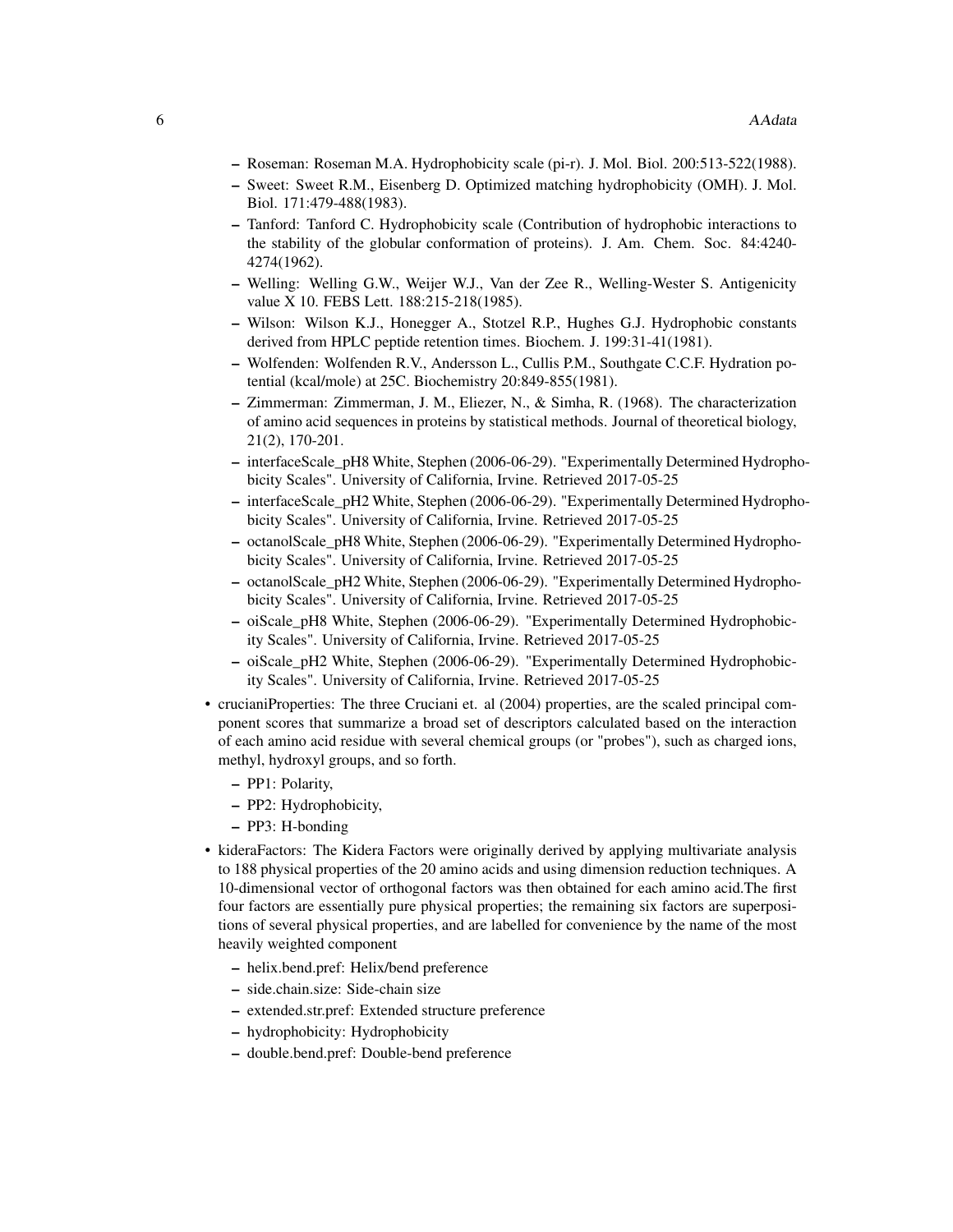- Roseman: Roseman M.A. Hydrophobicity scale (pi-r). J. Mol. Biol. 200:513-522(1988).
  - Sweet: Sweet R.M., Eisenberg D. Optimized matching hydrophobicity (OMH). J. Mol. Biol. 171:479-488(1983).
  - Tanford: Tanford C. Hydrophobicity scale (Contribution of hydrophobic interactions to the stability of the globular conformation of proteins). J. Am. Chem. Soc. 84:4240-4274(1962).
  - Welling: Welling G.W., Weijer W.J., Van der Zee R., Welling-Wester S. Antigenicity value X 10. FEBS Lett. 188:215-218(1985).
  - Wilson: Wilson K.J., Honegger A., Stotzel R.P., Hughes G.J. Hydrophobic constants derived from HPLC peptide retention times. Biochem. J. 199:31-41(1981).
  - Wolfenden: Wolfenden R.V., Andersson L., Cullis P.M., Southgate C.C.F. Hydration potential (kcal/mole) at 25C. Biochemistry 20:849-855(1981).
  - Zimmerman: Zimmerman, J. M., Eliezer, N., & Simha, R. (1968). The characterization of amino acid sequences in proteins by statistical methods. Journal of theoretical biology, 21(2), 170-201.
  - interfaceScale_pH8 White, Stephen (2006-06-29). "Experimentally Determined Hydrophobicity Scales". University of California, Irvine. Retrieved 2017-05-25
  - interfaceScale_pH2 White, Stephen (2006-06-29). "Experimentally Determined Hydrophobicity Scales". University of California, Irvine. Retrieved 2017-05-25
  - octanolScale_pH8 White, Stephen (2006-06-29). "Experimentally Determined Hydrophobicity Scales". University of California, Irvine. Retrieved 2017-05-25
  - octanolScale_pH2 White, Stephen (2006-06-29). "Experimentally Determined Hydrophobicity Scales". University of California, Irvine. Retrieved 2017-05-25
  - oiScale_pH8 White, Stephen (2006-06-29). "Experimentally Determined Hydrophobicity Scales". University of California, Irvine. Retrieved 2017-05-25
  - oiScale_pH2 White, Stephen (2006-06-29). "Experimentally Determined Hydrophobicity Scales". University of California, Irvine. Retrieved 2017-05-25
- crucianiProperties: The three Cruciani et. al (2004) properties, are the scaled principal component scores that summarize a broad set of descriptors calculated based on the interaction of each amino acid residue with several chemical groups (or "probes"), such as charged ions, methyl, hydroxyl groups, and so forth.
  - PP1: Polarity,
  - PP2: Hydrophobicity,
  - PP3: H-bonding
- kideraFactors: The Kidera Factors were originally derived by applying multivariate analysis to 188 physical properties of the 20 amino acids and using dimension reduction techniques. A 10-dimensional vector of orthogonal factors was then obtained for each amino acid.The first four factors are essentially pure physical properties; the remaining six factors are superpositions of several physical properties, and are labelled for convenience by the name of the most heavily weighted component
  - helix.bend.pref: Helix/bend preference
  - side.chain.size: Side-chain size
  - extended.str.pref: Extended structure preference
  - hydrophobicity: Hydrophobicity
  - double.bend.pref: Double-bend preference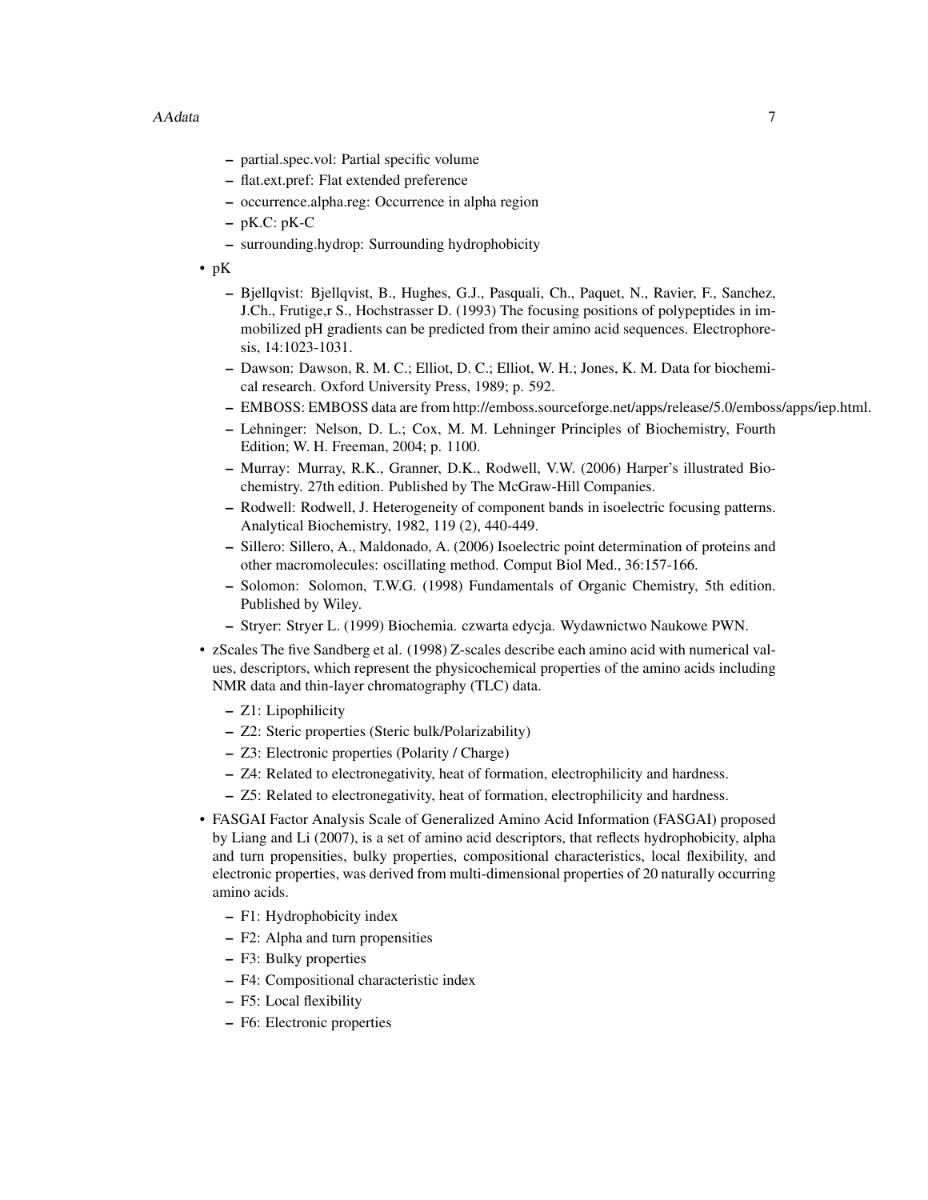- partial.spec.vol: Partial specific volume
- flat.ext.pref: Flat extended preference
- occurrence.alpha.reg: Occurrence in alpha region
- pK.C: pK-C
- surrounding.hydrop: Surrounding hydrophobicity

- pK
  - Bjellqvist: Bjellqvist, B., Hughes, G.J., Pasquali, Ch., Paquet, N., Ravier, F., Sanchez, J.Ch., Frutige,r S., Hochstrasser D. (1993) The focusing positions of polypeptides in immobilized pH gradients can be predicted from their amino acid sequences. Electrophoresis, 14:1023-1031.
  - Dawson: Dawson, R. M. C.; Elliot, D. C.; Elliot, W. H.; Jones, K. M. Data for biochemical research. Oxford University Press, 1989; p. 592.
  - EMBOSS: EMBOSS data are from http://emboss.sourceforge.net/apps/release/5.0/emboss/apps/iep.html.
  - Lehninger: Nelson, D. L.; Cox, M. M. Lehninger Principles of Biochemistry, Fourth Edition; W. H. Freeman, 2004; p. 1100.
  - Murray: Murray, R.K., Granner, D.K., Rodwell, V.W. (2006) Harper's illustrated Biochemistry. 27th edition. Published by The McGraw-Hill Companies.
  - Rodwell: Rodwell, J. Heterogeneity of component bands in isoelectric focusing patterns. Analytical Biochemistry, 1982, 119 (2), 440-449.
  - Sillero: Sillero, A., Maldonado, A. (2006) Isoelectric point determination of proteins and other macromolecules: oscillating method. Comput Biol Med., 36:157-166.
  - Solomon: Solomon, T.W.G. (1998) Fundamentals of Organic Chemistry, 5th edition. Published by Wiley.
  - Stryer: Stryer L. (1999) Biochemia. czwarta edycja. Wydawnictwo Naukowe PWN.
- zScales The five Sandberg et al. (1998) Z-scales describe each amino acid with numerical values, descriptors, which represent the physicochemical properties of the amino acids including NMR data and thin-layer chromatography (TLC) data.
  - Z1: Lipophilicity
  - Z2: Steric properties (Steric bulk/Polarizability)
  - Z3: Electronic properties (Polarity / Charge)
  - Z4: Related to electronegativity, heat of formation, electrophilicity and hardness.
  - Z5: Related to electronegativity, heat of formation, electrophilicity and hardness.
- FASGAI Factor Analysis Scale of Generalized Amino Acid Information (FASGAI) proposed by Liang and Li (2007), is a set of amino acid descriptors, that reflects hydrophobicity, alpha and turn propensities, bulky properties, compositional characteristics, local flexibility, and electronic properties, was derived from multi-dimensional properties of 20 naturally occurring amino acids.
  - F1: Hydrophobicity index
  - F2: Alpha and turn propensities
  - F3: Bulky properties
  - F4: Compositional characteristic index
  - F5: Local flexibility
  - F6: Electronic properties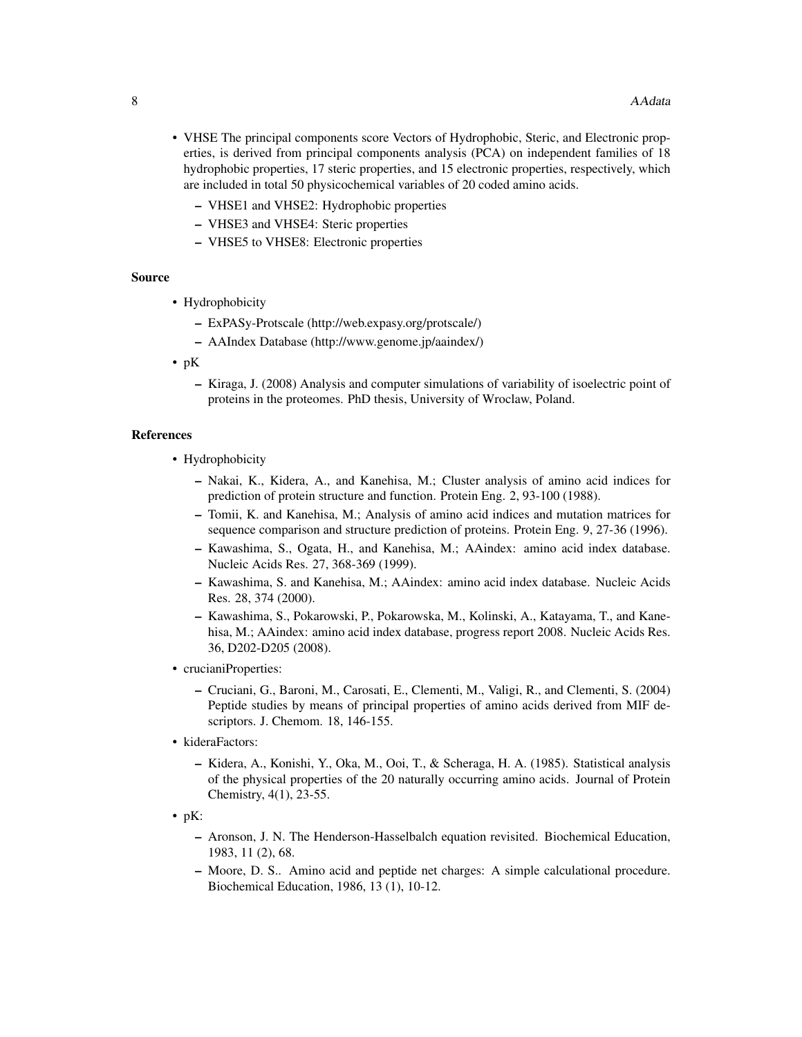- VHSE The principal components score Vectors of Hydrophobic, Steric, and Electronic properties, is derived from principal components analysis (PCA) on independent families of 18 hydrophobic properties, 17 steric properties, and 15 electronic properties, respectively, which are included in total 50 physicochemical variables of 20 coded amino acids.
  - VHSE1 and VHSE2: Hydrophobic properties
  - VHSE3 and VHSE4: Steric properties
  - VHSE5 to VHSE8: Electronic properties

### Source

- Hydrophobicity
  - ExPASy-Protscale (http://web.expasy.org/protscale/)
  - AAIndex Database (http://www.genome.jp/aaindex/)
- pK
  - Kiraga, J. (2008) Analysis and computer simulations of variability of isoelectric point of proteins in the proteomes. PhD thesis, University of Wroclaw, Poland.

### References

- Hydrophobicity
  - Nakai, K., Kidera, A., and Kanehisa, M.; Cluster analysis of amino acid indices for prediction of protein structure and function. Protein Eng. 2, 93-100 (1988).
  - Tomii, K. and Kanehisa, M.; Analysis of amino acid indices and mutation matrices for sequence comparison and structure prediction of proteins. Protein Eng. 9, 27-36 (1996).
  - Kawashima, S., Ogata, H., and Kanehisa, M.; AAindex: amino acid index database. Nucleic Acids Res. 27, 368-369 (1999).
  - Kawashima, S. and Kanehisa, M.; AAindex: amino acid index database. Nucleic Acids Res. 28, 374 (2000).
  - Kawashima, S., Pokarowski, P., Pokarowska, M., Kolinski, A., Katayama, T., and Kanehisa, M.; AAindex: amino acid index database, progress report 2008. Nucleic Acids Res. 36, D202-D205 (2008).
- crucianiProperties:
  - Cruciani, G., Baroni, M., Carosati, E., Clementi, M., Valigi, R., and Clementi, S. (2004) Peptide studies by means of principal properties of amino acids derived from MIF descriptors. J. Chemom. 18, 146-155.
- kideraFactors:
  - Kidera, A., Konishi, Y., Oka, M., Ooi, T., & Scheraga, H. A. (1985). Statistical analysis of the physical properties of the 20 naturally occurring amino acids. Journal of Protein Chemistry, 4(1), 23-55.
- pK:
  - Aronson, J. N. The Henderson-Hasselbalch equation revisited. Biochemical Education, 1983, 11 (2), 68.
  - Moore, D. S.. Amino acid and peptide net charges: A simple calculational procedure. Biochemical Education, 1986, 13 (1), 10-12.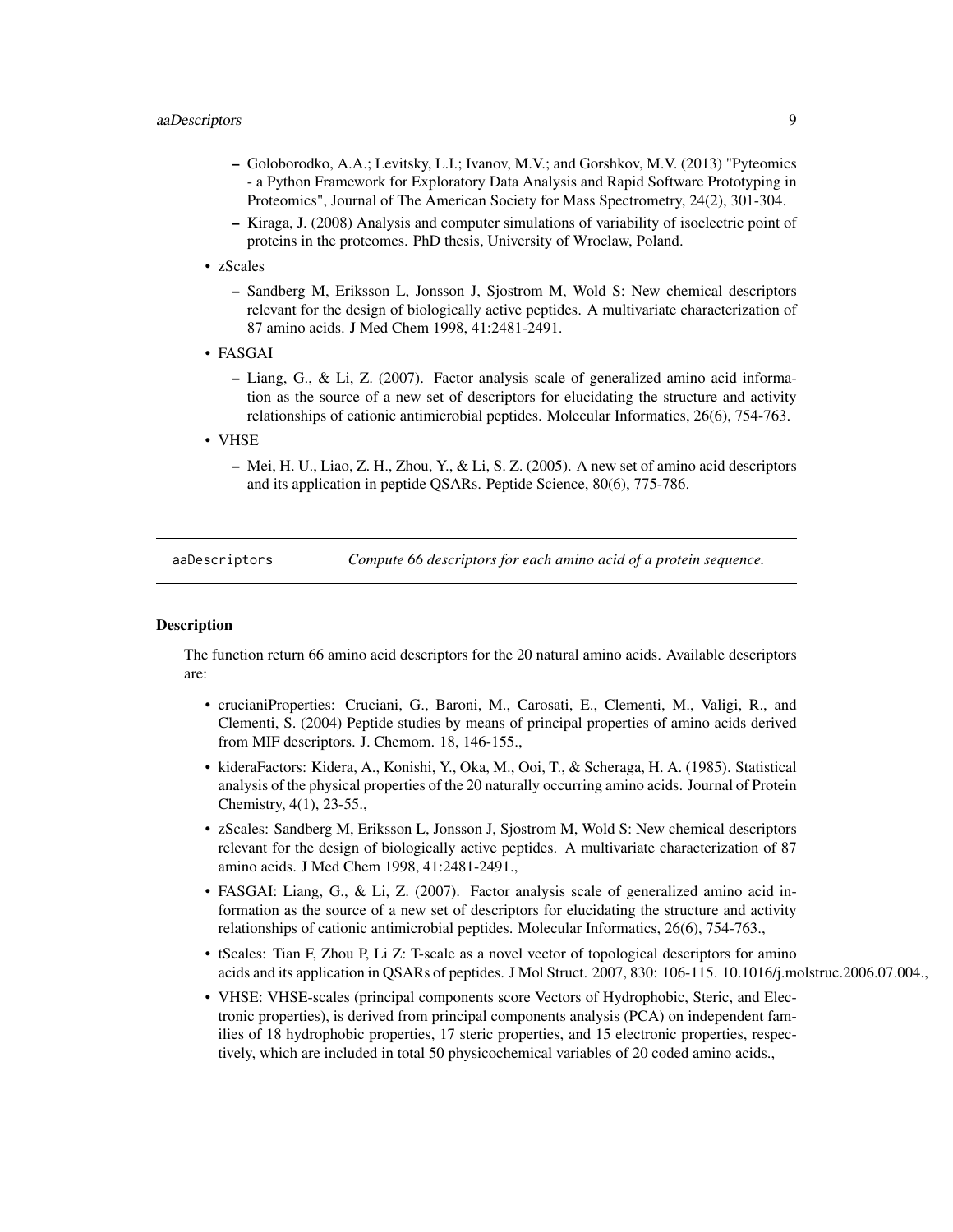- Goloborodko, A.A.; Levitsky, L.I.; Ivanov, M.V.; and Gorshkov, M.V. (2013) "Pyteomics - a Python Framework for Exploratory Data Analysis and Rapid Software Prototyping in Proteomics", Journal of The American Society for Mass Spectrometry, 24(2), 301-304.
- Kiraga, J. (2008) Analysis and computer simulations of variability of isoelectric point of proteins in the proteomes. PhD thesis, University of Wroclaw, Poland.

- zScales
  - Sandberg M, Eriksson L, Jonsson J, Sjostrom M, Wold S: New chemical descriptors relevant for the design of biologically active peptides. A multivariate characterization of 87 amino acids. J Med Chem 1998, 41:2481-2491.
- FASGAI
  - Liang, G., & Li, Z. (2007). Factor analysis scale of generalized amino acid information as the source of a new set of descriptors for elucidating the structure and activity relationships of cationic antimicrobial peptides. Molecular Informatics, 26(6), 754-763.
- VHSE
  - Mei, H. U., Liao, Z. H., Zhou, Y., & Li, S. Z. (2005). A new set of amino acid descriptors and its application in peptide QSARs. Peptide Science, 80(6), 775-786.

---

## aaDescriptors — *Compute 66 descriptors for each amino acid of a protein sequence.*

### Description

The function return 66 amino acid descriptors for the 20 natural amino acids. Available descriptors are:

- crucianiProperties: Cruciani, G., Baroni, M., Carosati, E., Clementi, M., Valigi, R., and Clementi, S. (2004) Peptide studies by means of principal properties of amino acids derived from MIF descriptors. J. Chemom. 18, 146-155.,
- kideraFactors: Kidera, A., Konishi, Y., Oka, M., Ooi, T., & Scheraga, H. A. (1985). Statistical analysis of the physical properties of the 20 naturally occurring amino acids. Journal of Protein Chemistry, 4(1), 23-55.,
- zScales: Sandberg M, Eriksson L, Jonsson J, Sjostrom M, Wold S: New chemical descriptors relevant for the design of biologically active peptides. A multivariate characterization of 87 amino acids. J Med Chem 1998, 41:2481-2491.,
- FASGAI: Liang, G., & Li, Z. (2007). Factor analysis scale of generalized amino acid information as the source of a new set of descriptors for elucidating the structure and activity relationships of cationic antimicrobial peptides. Molecular Informatics, 26(6), 754-763.,
- tScales: Tian F, Zhou P, Li Z: T-scale as a novel vector of topological descriptors for amino acids and its application in QSARs of peptides. J Mol Struct. 2007, 830: 106-115. 10.1016/j.molstruc.2006.07.004.,
- VHSE: VHSE-scales (principal components score Vectors of Hydrophobic, Steric, and Electronic properties), is derived from principal components analysis (PCA) on independent families of 18 hydrophobic properties, 17 steric properties, and 15 electronic properties, respectively, which are included in total 50 physicochemical variables of 20 coded amino acids.,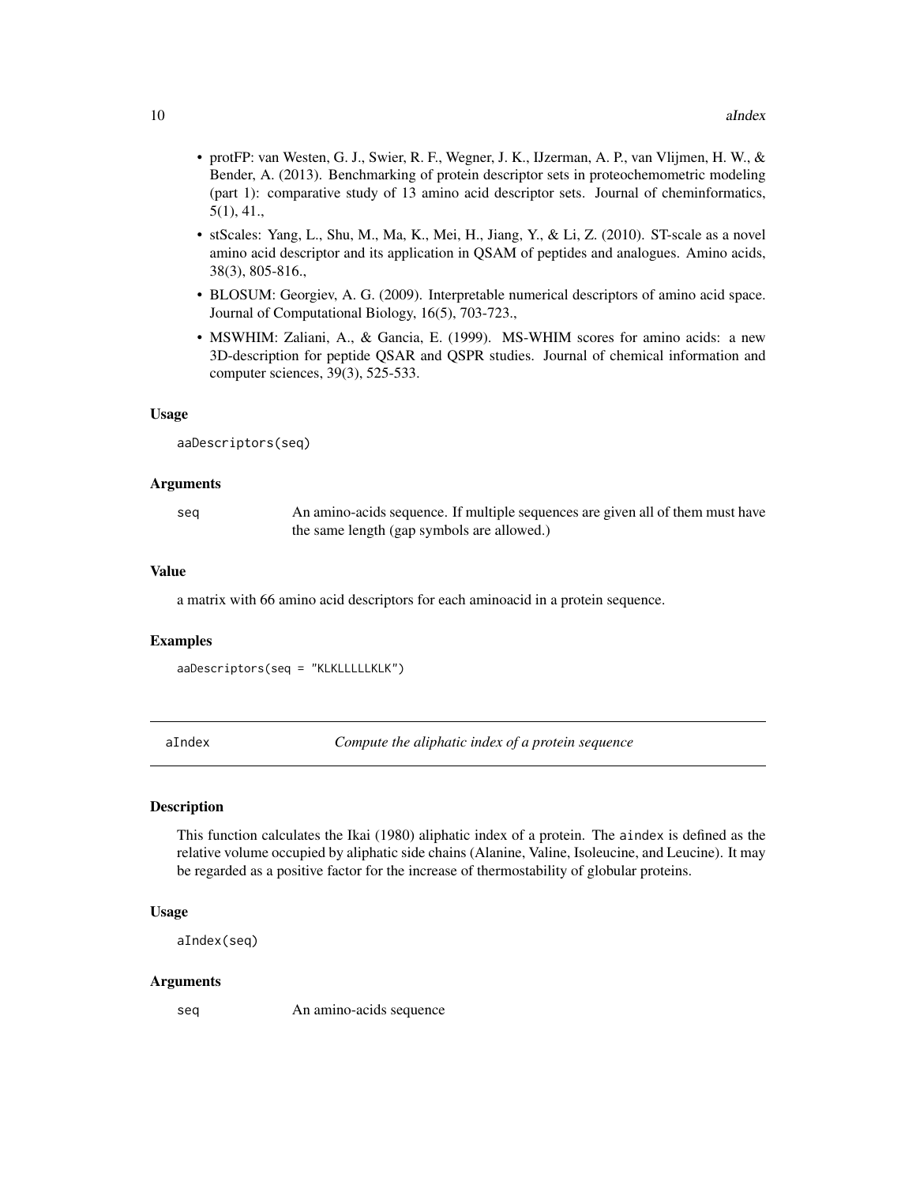- protFP: van Westen, G. J., Swier, R. F., Wegner, J. K., IJzerman, A. P., van Vlijmen, H. W., & Bender, A. (2013). Benchmarking of protein descriptor sets in proteochemometric modeling (part 1): comparative study of 13 amino acid descriptor sets. Journal of cheminformatics, 5(1), 41.,
- stScales: Yang, L., Shu, M., Ma, K., Mei, H., Jiang, Y., & Li, Z. (2010). ST-scale as a novel amino acid descriptor and its application in QSAM of peptides and analogues. Amino acids, 38(3), 805-816.,
- BLOSUM: Georgiev, A. G. (2009). Interpretable numerical descriptors of amino acid space. Journal of Computational Biology, 16(5), 703-723.,
- MSWHIM: Zaliani, A., & Gancia, E. (1999). MS-WHIM scores for amino acids: a new 3D-description for peptide QSAR and QSPR studies. Journal of chemical information and computer sciences, 39(3), 525-533.

### Usage

```
aaDescriptors(seq)
```

### Arguments

| | |
|---|---|
| seq | An amino-acids sequence. If multiple sequences are given all of them must have the same length (gap symbols are allowed.) |

### Value

a matrix with 66 amino acid descriptors for each aminoacid in a protein sequence.

### Examples

```
aaDescriptors(seq = "KLKLLLLLKLK")
```

---

## aIndex    *Compute the aliphatic index of a protein sequence*

### Description

This function calculates the Ikai (1980) aliphatic index of a protein. The aindex is defined as the relative volume occupied by aliphatic side chains (Alanine, Valine, Isoleucine, and Leucine). It may be regarded as a positive factor for the increase of thermostability of globular proteins.

### Usage

```
aIndex(seq)
```

### Arguments

| | |
|---|---|
| seq | An amino-acids sequence |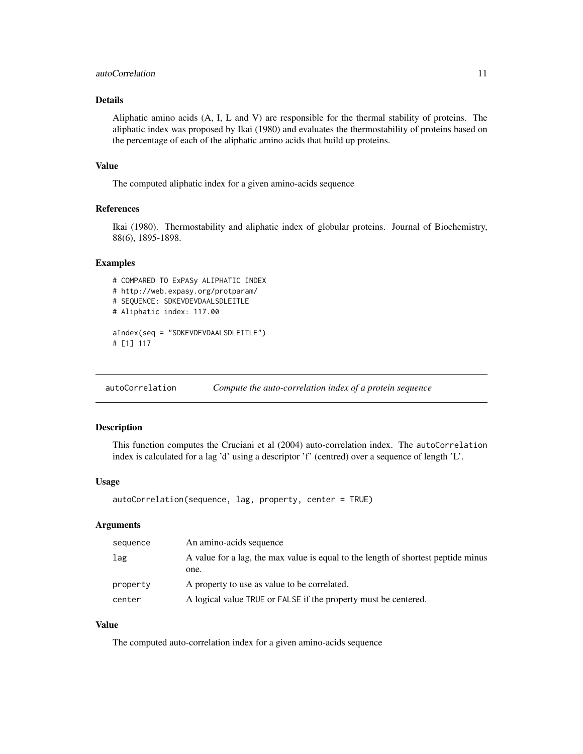### Details

Aliphatic amino acids (A, I, L and V) are responsible for the thermal stability of proteins. The aliphatic index was proposed by Ikai (1980) and evaluates the thermostability of proteins based on the percentage of each of the aliphatic amino acids that build up proteins.

### Value

The computed aliphatic index for a given amino-acids sequence

### References

Ikai (1980). Thermostability and aliphatic index of globular proteins. Journal of Biochemistry, 88(6), 1895-1898.

### Examples

```
# COMPARED TO ExPASy ALIPHATIC INDEX
# http://web.expasy.org/protparam/
# SEQUENCE: SDKEVDEVDAALSDLEITLE
# Aliphatic index: 117.00

aIndex(seq = "SDKEVDEVDAALSDLEITLE")
# [1] 117
```

---

## autoCorrelation — *Compute the auto-correlation index of a protein sequence*

### Description

This function computes the Cruciani et al (2004) auto-correlation index. The `autoCorrelation` index is calculated for a lag 'd' using a descriptor 'f' (centred) over a sequence of length 'L'.

### Usage

```
autoCorrelation(sequence, lag, property, center = TRUE)
```

### Arguments

| | |
|---|---|
| `sequence` | An amino-acids sequence |
| `lag` | A value for a lag, the max value is equal to the length of shortest peptide minus one. |
| `property` | A property to use as value to be correlated. |
| `center` | A logical value `TRUE` or `FALSE` if the property must be centered. |

### Value

The computed auto-correlation index for a given amino-acids sequence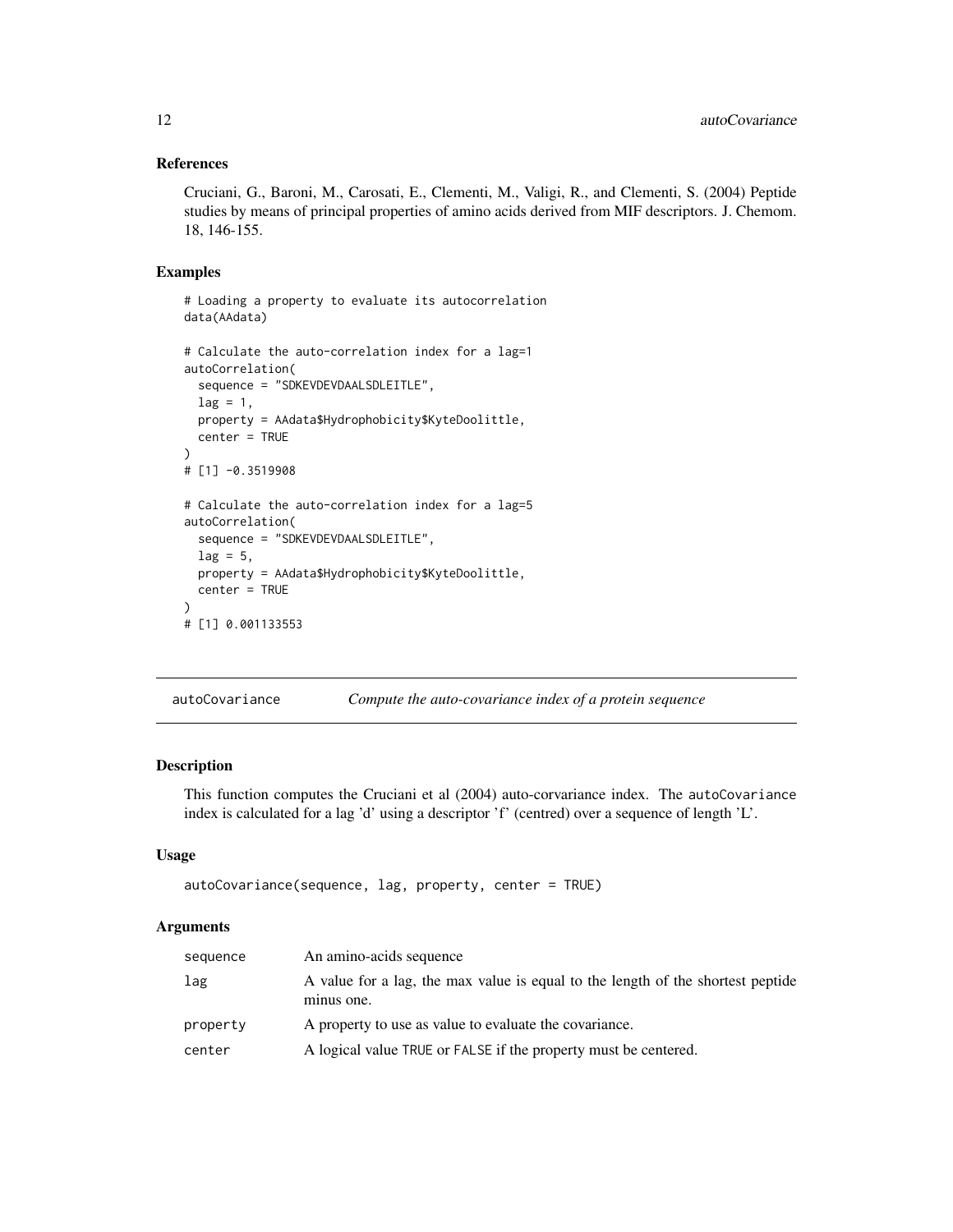### References

Cruciani, G., Baroni, M., Carosati, E., Clementi, M., Valigi, R., and Clementi, S. (2004) Peptide studies by means of principal properties of amino acids derived from MIF descriptors. J. Chemom. 18, 146-155.

### Examples

```
# Loading a property to evaluate its autocorrelation
data(AAdata)

# Calculate the auto-correlation index for a lag=1
autoCorrelation(
  sequence = "SDKEVDEVDAALSDLEITLE",
  lag = 1,
  property = AAdata$Hydrophobicity$KyteDoolittle,
  center = TRUE
)
# [1] -0.3519908

# Calculate the auto-correlation index for a lag=5
autoCorrelation(
  sequence = "SDKEVDEVDAALSDLEITLE",
  lag = 5,
  property = AAdata$Hydrophobicity$KyteDoolittle,
  center = TRUE
)
# [1] 0.001133553
```

## autoCovariance — *Compute the auto-covariance index of a protein sequence*

### Description

This function computes the Cruciani et al (2004) auto-corvariance index. The `autoCovariance` index is calculated for a lag 'd' using a descriptor 'f' (centred) over a sequence of length 'L'.

### Usage

```
autoCovariance(sequence, lag, property, center = TRUE)
```

### Arguments

| | |
|---|---|
| `sequence` | An amino-acids sequence |
| `lag` | A value for a lag, the max value is equal to the length of the shortest peptide minus one. |
| `property` | A property to use as value to evaluate the covariance. |
| `center` | A logical value `TRUE` or `FALSE` if the property must be centered. |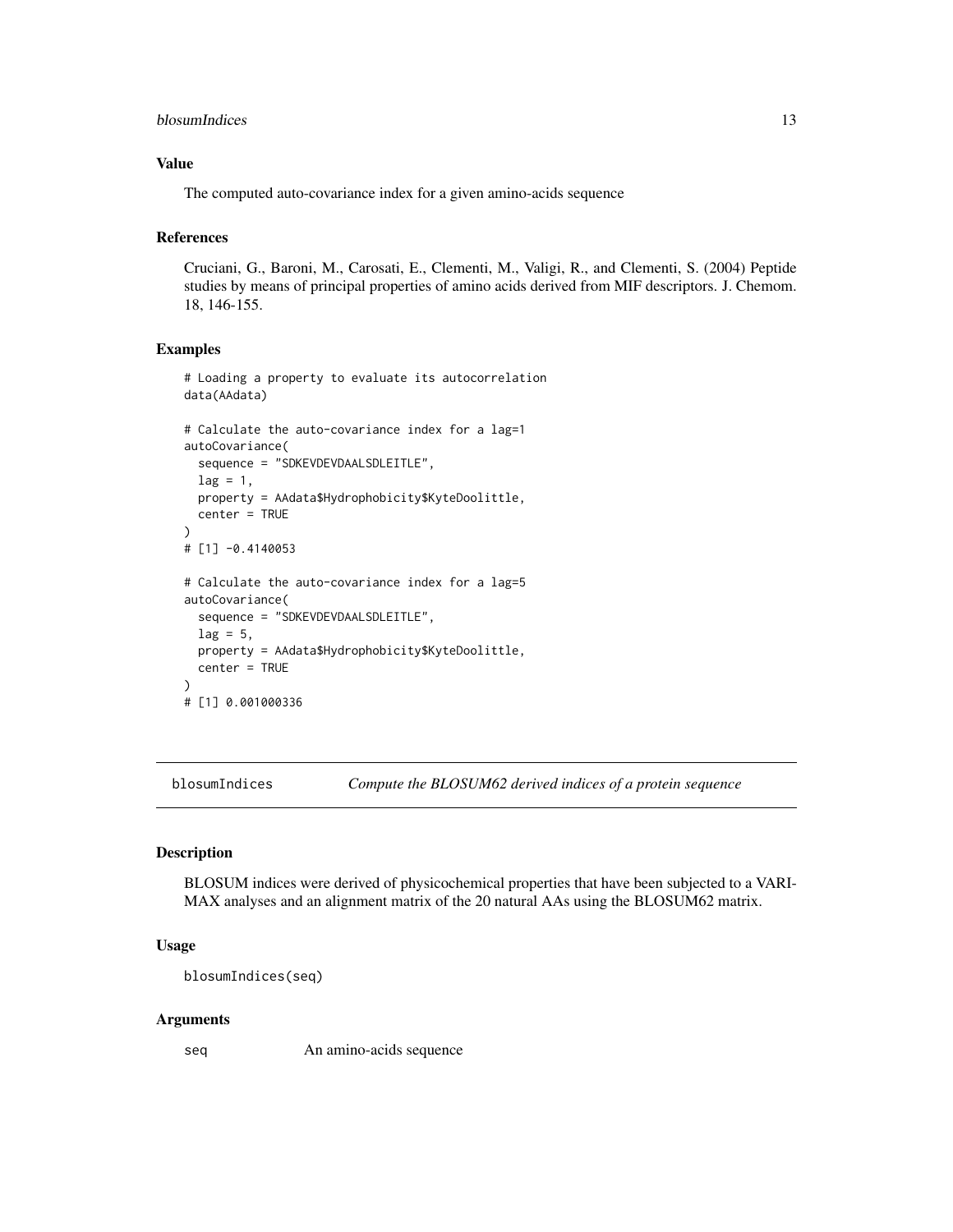## Value

The computed auto-covariance index for a given amino-acids sequence

## References

Cruciani, G., Baroni, M., Carosati, E., Clementi, M., Valigi, R., and Clementi, S. (2004) Peptide studies by means of principal properties of amino acids derived from MIF descriptors. J. Chemom. 18, 146-155.

## Examples

```
# Loading a property to evaluate its autocorrelation
data(AAdata)

# Calculate the auto-covariance index for a lag=1
autoCovariance(
  sequence = "SDKEVDEVDAALSDLEITLE",
  lag = 1,
  property = AAdata$Hydrophobicity$KyteDoolittle,
  center = TRUE
)
# [1] -0.4140053

# Calculate the auto-covariance index for a lag=5
autoCovariance(
  sequence = "SDKEVDEVDAALSDLEITLE",
  lag = 5,
  property = AAdata$Hydrophobicity$KyteDoolittle,
  center = TRUE
)
# [1] 0.001000336
```

---

# blosumIndices — *Compute the BLOSUM62 derived indices of a protein sequence*

## Description

BLOSUM indices were derived of physicochemical properties that have been subjected to a VARIMAX analyses and an alignment matrix of the 20 natural AAs using the BLOSUM62 matrix.

## Usage

```
blosumIndices(seq)
```

## Arguments

| | |
|---|---|
| seq | An amino-acids sequence |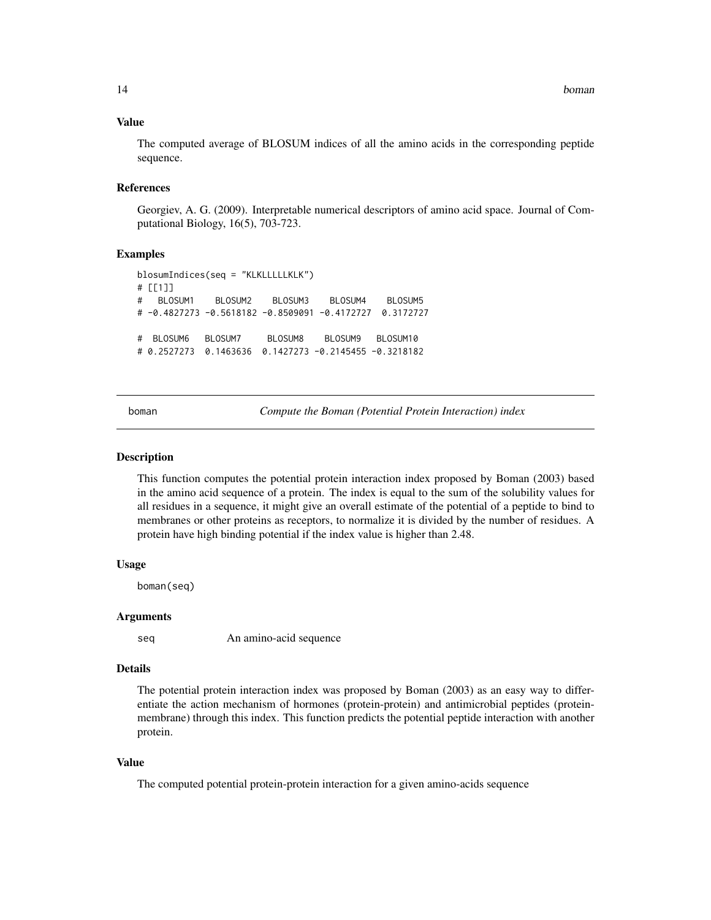### Value

The computed average of BLOSUM indices of all the amino acids in the corresponding peptide sequence.

### References

Georgiev, A. G. (2009). Interpretable numerical descriptors of amino acid space. Journal of Computational Biology, 16(5), 703-723.

### Examples

```
blosumIndices(seq = "KLKLLLLLKLK")
# [[1]]
#   BLOSUM1    BLOSUM2    BLOSUM3    BLOSUM4    BLOSUM5
# -0.4827273 -0.5618182 -0.8509091 -0.4172727  0.3172727

#  BLOSUM6   BLOSUM7    BLOSUM8    BLOSUM9   BLOSUM10
# 0.2527273  0.1463636  0.1427273 -0.2145455 -0.3218182
```

---

## boman — *Compute the Boman (Potential Protein Interaction) index*

---

### Description

This function computes the potential protein interaction index proposed by Boman (2003) based in the amino acid sequence of a protein. The index is equal to the sum of the solubility values for all residues in a sequence, it might give an overall estimate of the potential of a peptide to bind to membranes or other proteins as receptors, to normalize it is divided by the number of residues. A protein have high binding potential if the index value is higher than 2.48.

### Usage

```
boman(seq)
```

### Arguments

| | |
|---|---|
| `seq` | An amino-acid sequence |

### Details

The potential protein interaction index was proposed by Boman (2003) as an easy way to differentiate the action mechanism of hormones (protein-protein) and antimicrobial peptides (protein-membrane) through this index. This function predicts the potential peptide interaction with another protein.

### Value

The computed potential protein-protein interaction for a given amino-acids sequence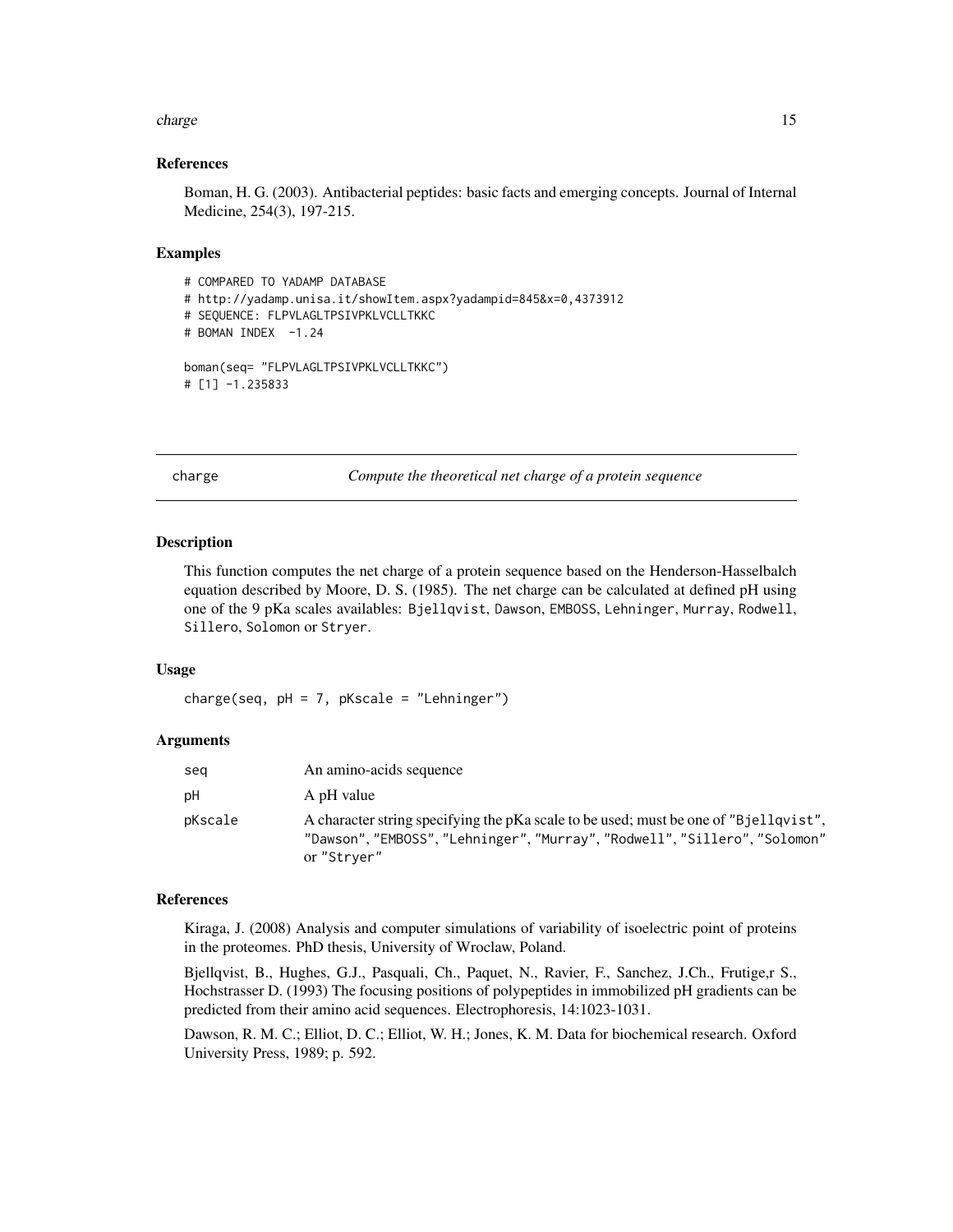### References

Boman, H. G. (2003). Antibacterial peptides: basic facts and emerging concepts. Journal of Internal Medicine, 254(3), 197-215.

### Examples

```
# COMPARED TO YADAMP DATABASE
# http://yadamp.unisa.it/showItem.aspx?yadampid=845&x=0,4373912
# SEQUENCE: FLPVLAGLTPSIVPKLVCLLTKKC
# BOMAN INDEX  -1.24

boman(seq= "FLPVLAGLTPSIVPKLVCLLTKKC")
# [1] -1.235833
```

---

## charge — *Compute the theoretical net charge of a protein sequence*

### Description

This function computes the net charge of a protein sequence based on the Henderson-Hasselbalch equation described by Moore, D. S. (1985). The net charge can be calculated at defined pH using one of the 9 pKa scales availables: `Bjellqvist`, `Dawson`, `EMBOSS`, `Lehninger`, `Murray`, `Rodwell`, `Sillero`, `Solomon` or `Stryer`.

### Usage

```
charge(seq, pH = 7, pKscale = "Lehninger")
```

### Arguments

| | |
|---|---|
| `seq` | An amino-acids sequence |
| `pH` | A pH value |
| `pKscale` | A character string specifying the pKa scale to be used; must be one of `"Bjellqvist"`, `"Dawson"`, `"EMBOSS"`, `"Lehninger"`, `"Murray"`, `"Rodwell"`, `"Sillero"`, `"Solomon"` or `"Stryer"` |

### References

Kiraga, J. (2008) Analysis and computer simulations of variability of isoelectric point of proteins in the proteomes. PhD thesis, University of Wroclaw, Poland.

Bjellqvist, B., Hughes, G.J., Pasquali, Ch., Paquet, N., Ravier, F., Sanchez, J.Ch., Frutige,r S., Hochstrasser D. (1993) The focusing positions of polypeptides in immobilized pH gradients can be predicted from their amino acid sequences. Electrophoresis, 14:1023-1031.

Dawson, R. M. C.; Elliot, D. C.; Elliot, W. H.; Jones, K. M. Data for biochemical research. Oxford University Press, 1989; p. 592.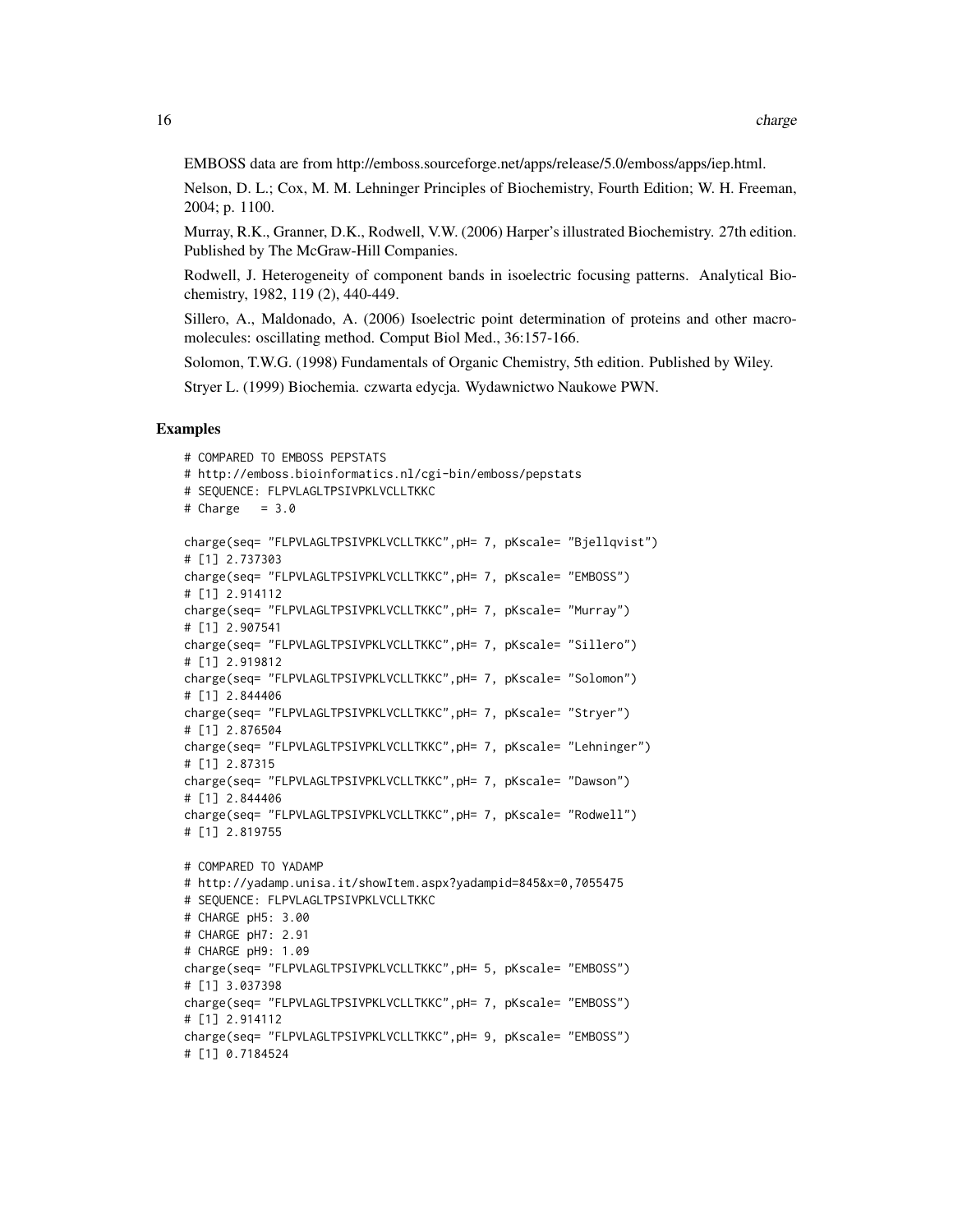EMBOSS data are from http://emboss.sourceforge.net/apps/release/5.0/emboss/apps/iep.html.

Nelson, D. L.; Cox, M. M. Lehninger Principles of Biochemistry, Fourth Edition; W. H. Freeman, 2004; p. 1100.

Murray, R.K., Granner, D.K., Rodwell, V.W. (2006) Harper's illustrated Biochemistry. 27th edition. Published by The McGraw-Hill Companies.

Rodwell, J. Heterogeneity of component bands in isoelectric focusing patterns. Analytical Biochemistry, 1982, 119 (2), 440-449.

Sillero, A., Maldonado, A. (2006) Isoelectric point determination of proteins and other macromolecules: oscillating method. Comput Biol Med., 36:157-166.

Solomon, T.W.G. (1998) Fundamentals of Organic Chemistry, 5th edition. Published by Wiley.

Stryer L. (1999) Biochemia. czwarta edycja. Wydawnictwo Naukowe PWN.

## Examples

```
# COMPARED TO EMBOSS PEPSTATS
# http://emboss.bioinformatics.nl/cgi-bin/emboss/pepstats
# SEQUENCE: FLPVLAGLTPSIVPKLVCLLTKKC
# Charge   = 3.0

charge(seq= "FLPVLAGLTPSIVPKLVCLLTKKC",pH= 7, pKscale= "Bjellqvist")
# [1] 2.737303
charge(seq= "FLPVLAGLTPSIVPKLVCLLTKKC",pH= 7, pKscale= "EMBOSS")
# [1] 2.914112
charge(seq= "FLPVLAGLTPSIVPKLVCLLTKKC",pH= 7, pKscale= "Murray")
# [1] 2.907541
charge(seq= "FLPVLAGLTPSIVPKLVCLLTKKC",pH= 7, pKscale= "Sillero")
# [1] 2.919812
charge(seq= "FLPVLAGLTPSIVPKLVCLLTKKC",pH= 7, pKscale= "Solomon")
# [1] 2.844406
charge(seq= "FLPVLAGLTPSIVPKLVCLLTKKC",pH= 7, pKscale= "Stryer")
# [1] 2.876504
charge(seq= "FLPVLAGLTPSIVPKLVCLLTKKC",pH= 7, pKscale= "Lehninger")
# [1] 2.87315
charge(seq= "FLPVLAGLTPSIVPKLVCLLTKKC",pH= 7, pKscale= "Dawson")
# [1] 2.844406
charge(seq= "FLPVLAGLTPSIVPKLVCLLTKKC",pH= 7, pKscale= "Rodwell")
# [1] 2.819755

# COMPARED TO YADAMP
# http://yadamp.unisa.it/showItem.aspx?yadampid=845&x=0,7055475
# SEQUENCE: FLPVLAGLTPSIVPKLVCLLTKKC
# CHARGE pH5: 3.00
# CHARGE pH7: 2.91
# CHARGE pH9: 1.09
charge(seq= "FLPVLAGLTPSIVPKLVCLLTKKC",pH= 5, pKscale= "EMBOSS")
# [1] 3.037398
charge(seq= "FLPVLAGLTPSIVPKLVCLLTKKC",pH= 7, pKscale= "EMBOSS")
# [1] 2.914112
charge(seq= "FLPVLAGLTPSIVPKLVCLLTKKC",pH= 9, pKscale= "EMBOSS")
# [1] 0.7184524
```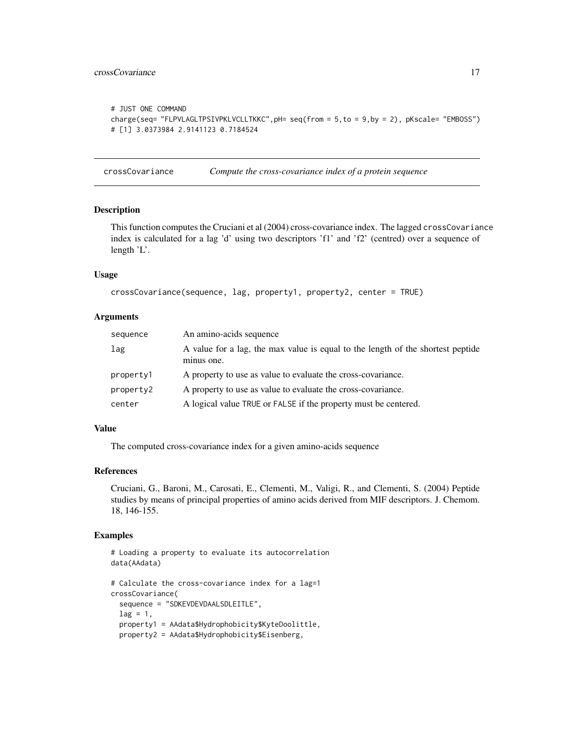```
# JUST ONE COMMAND
charge(seq= "FLPVLAGLTPSIVPKLVCLLTKKC",pH= seq(from = 5,to = 9,by = 2), pKscale= "EMBOSS")
# [1] 3.0373984 2.9141123 0.7184524
```

## crossCovariance *Compute the cross-covariance index of a protein sequence*

### Description

This function computes the Cruciani et al (2004) cross-covariance index. The lagged `crossCovariance` index is calculated for a lag 'd' using two descriptors 'f1' and 'f2' (centred) over a sequence of length 'L'.

### Usage

```
crossCovariance(sequence, lag, property1, property2, center = TRUE)
```

### Arguments

| | |
|---|---|
| sequence | An amino-acids sequence |
| lag | A value for a lag, the max value is equal to the length of the shortest peptide minus one. |
| property1 | A property to use as value to evaluate the cross-covariance. |
| property2 | A property to use as value to evaluate the cross-covariance. |
| center | A logical value TRUE or FALSE if the property must be centered. |

### Value

The computed cross-covariance index for a given amino-acids sequence

### References

Cruciani, G., Baroni, M., Carosati, E., Clementi, M., Valigi, R., and Clementi, S. (2004) Peptide studies by means of principal properties of amino acids derived from MIF descriptors. J. Chemom. 18, 146-155.

### Examples

```
# Loading a property to evaluate its autocorrelation
data(AAdata)

# Calculate the cross-covariance index for a lag=1
crossCovariance(
  sequence = "SDKEVDEVDAALSDLEITLE",
  lag = 1,
  property1 = AAdata$Hydrophobicity$KyteDoolittle,
  property2 = AAdata$Hydrophobicity$Eisenberg,
```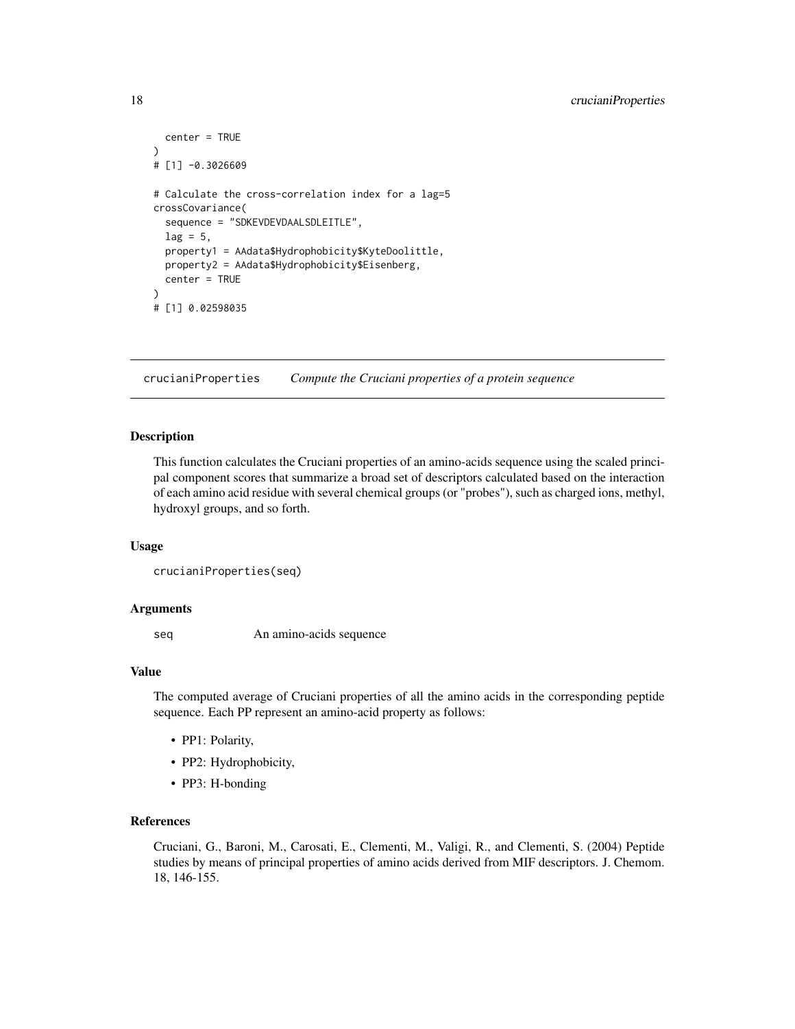```
  center = TRUE
)
# [1] -0.3026609

# Calculate the cross-correlation index for a lag=5
crossCovariance(
  sequence = "SDKEVDEVDAALSDLEITLE",
  lag = 5,
  property1 = AAdata$Hydrophobicity$KyteDoolittle,
  property2 = AAdata$Hydrophobicity$Eisenberg,
  center = TRUE
)
# [1] 0.02598035
```

## cruciani Properties — *Compute the Cruciani properties of a protein sequence*

### Description

This function calculates the Cruciani properties of an amino-acids sequence using the scaled principal component scores that summarize a broad set of descriptors calculated based on the interaction of each amino acid residue with several chemical groups (or "probes"), such as charged ions, methyl, hydroxyl groups, and so forth.

### Usage

```
crucianiProperties(seq)
```

### Arguments

| | |
|---|---|
| seq | An amino-acids sequence |

### Value

The computed average of Cruciani properties of all the amino acids in the corresponding peptide sequence. Each PP represent an amino-acid property as follows:

- PP1: Polarity,
- PP2: Hydrophobicity,
- PP3: H-bonding

### References

Cruciani, G., Baroni, M., Carosati, E., Clementi, M., Valigi, R., and Clementi, S. (2004) Peptide studies by means of principal properties of amino acids derived from MIF descriptors. J. Chemom. 18, 146-155.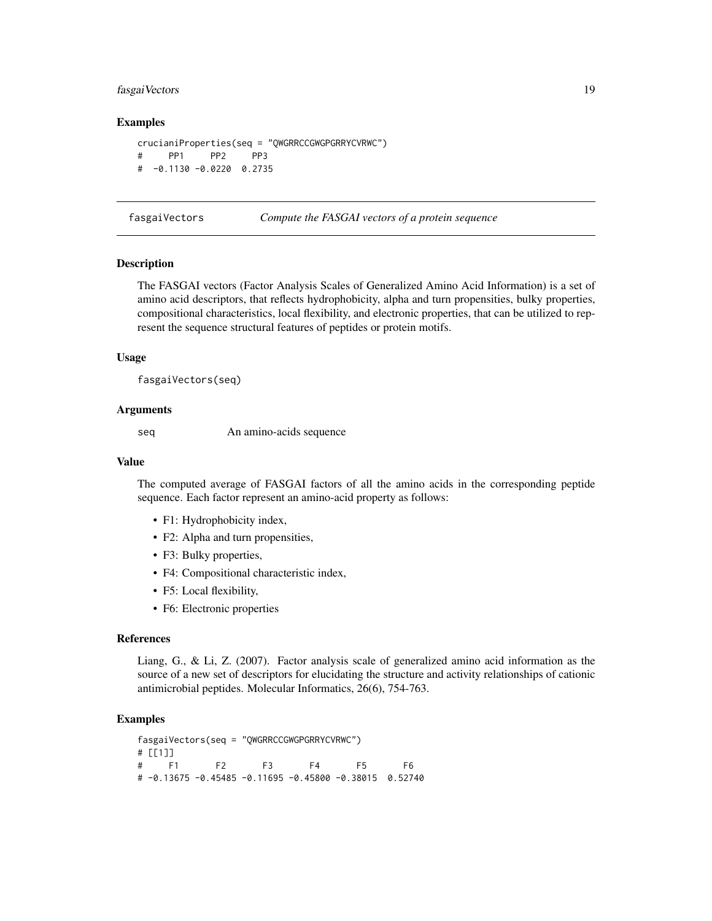## Examples

```
crucianiProperties(seq = "QWGRRCCGWGPGRRYCVRWC")
#     PP1     PP2     PP3
#  -0.1130 -0.0220  0.2735
```

---

# fasgaiVectors — *Compute the FASGAI vectors of a protein sequence*

## Description

The FASGAI vectors (Factor Analysis Scales of Generalized Amino Acid Information) is a set of amino acid descriptors, that reflects hydrophobicity, alpha and turn propensities, bulky properties, compositional characteristics, local flexibility, and electronic properties, that can be utilized to represent the sequence structural features of peptides or protein motifs.

## Usage

```
fasgaiVectors(seq)
```

## Arguments

seq — An amino-acids sequence

## Value

The computed average of FASGAI factors of all the amino acids in the corresponding peptide sequence. Each factor represent an amino-acid property as follows:

- F1: Hydrophobicity index,
- F2: Alpha and turn propensities,
- F3: Bulky properties,
- F4: Compositional characteristic index,
- F5: Local flexibility,
- F6: Electronic properties

## References

Liang, G., & Li, Z. (2007). Factor analysis scale of generalized amino acid information as the source of a new set of descriptors for elucidating the structure and activity relationships of cationic antimicrobial peptides. Molecular Informatics, 26(6), 754-763.

## Examples

```
fasgaiVectors(seq = "QWGRRCCGWGPGRRYCVRWC")
# [[1]]
#     F1       F2       F3       F4       F5       F6
# -0.13675 -0.45485 -0.11695 -0.45800 -0.38015  0.52740
```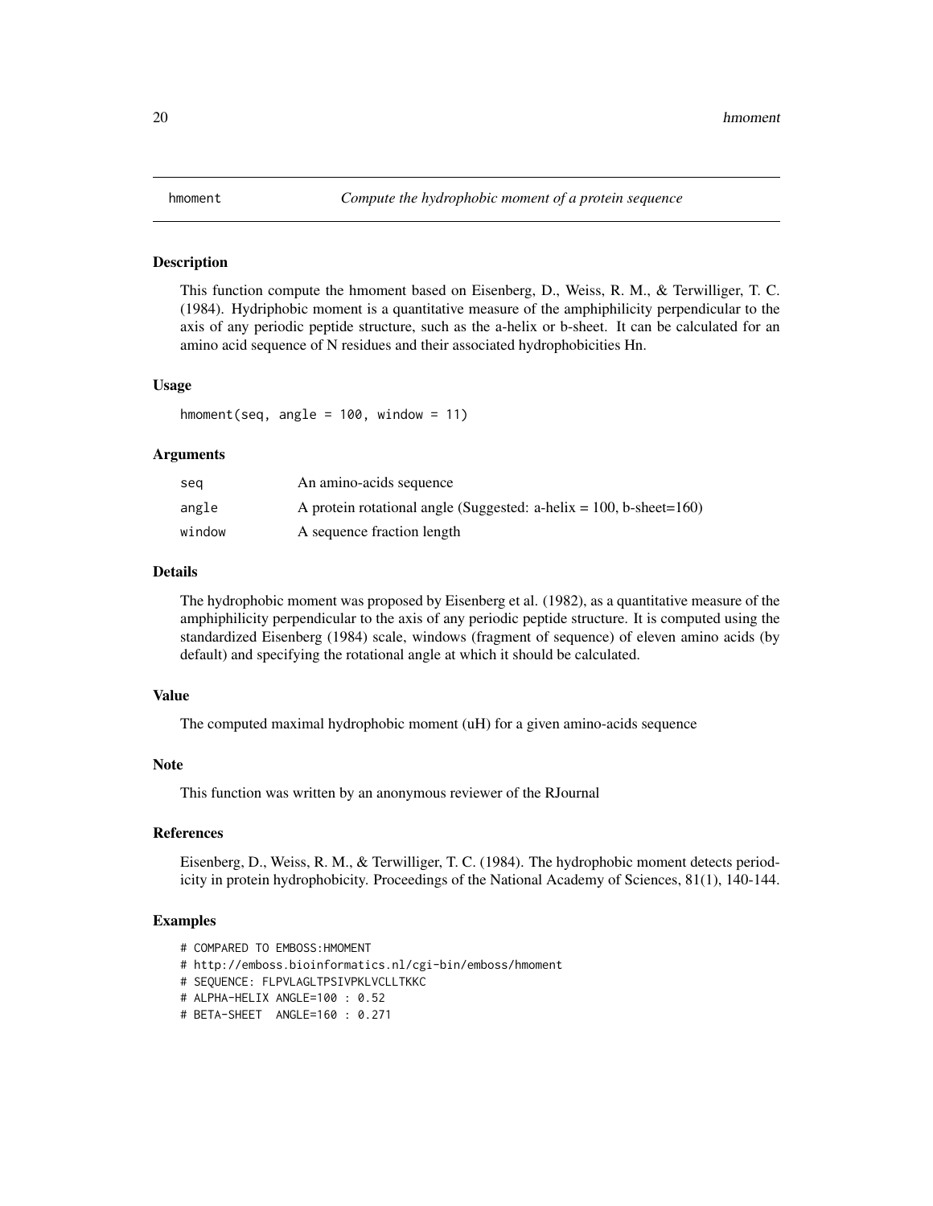## hmoment — *Compute the hydrophobic moment of a protein sequence*

### Description

This function compute the hmoment based on Eisenberg, D., Weiss, R. M., & Terwilliger, T. C. (1984). Hydriphobic moment is a quantitative measure of the amphiphilicity perpendicular to the axis of any periodic peptide structure, such as the a-helix or b-sheet. It can be calculated for an amino acid sequence of N residues and their associated hydrophobicities Hn.

### Usage

```
hmoment(seq, angle = 100, window = 11)
```

### Arguments

| | |
|---|---|
| `seq` | An amino-acids sequence |
| `angle` | A protein rotational angle (Suggested: a-helix = 100, b-sheet=160) |
| `window` | A sequence fraction length |

### Details

The hydrophobic moment was proposed by Eisenberg et al. (1982), as a quantitative measure of the amphiphilicity perpendicular to the axis of any periodic peptide structure. It is computed using the standardized Eisenberg (1984) scale, windows (fragment of sequence) of eleven amino acids (by default) and specifying the rotational angle at which it should be calculated.

### Value

The computed maximal hydrophobic moment (uH) for a given amino-acids sequence

### Note

This function was written by an anonymous reviewer of the RJournal

### References

Eisenberg, D., Weiss, R. M., & Terwilliger, T. C. (1984). The hydrophobic moment detects periodicity in protein hydrophobicity. Proceedings of the National Academy of Sciences, 81(1), 140-144.

### Examples

```
# COMPARED TO EMBOSS:HMOMENT
# http://emboss.bioinformatics.nl/cgi-bin/emboss/hmoment
# SEQUENCE: FLPVLAGLTPSIVPKLVCLLTKKC
# ALPHA-HELIX ANGLE=100 : 0.52
# BETA-SHEET  ANGLE=160 : 0.271
```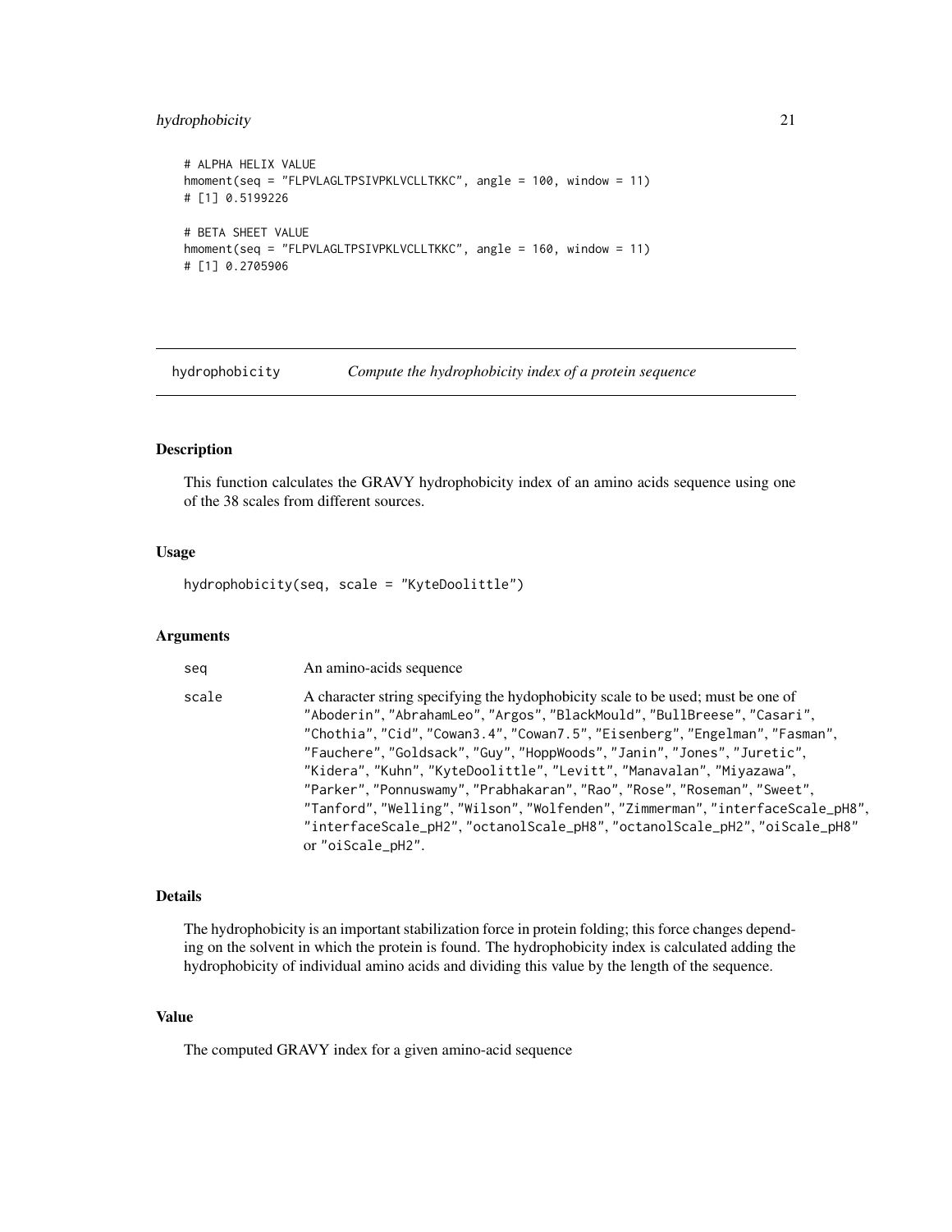```
# ALPHA HELIX VALUE
hmoment(seq = "FLPVLAGLTPSIVPKLVCLLTKKC", angle = 100, window = 11)
# [1] 0.5199226

# BETA SHEET VALUE
hmoment(seq = "FLPVLAGLTPSIVPKLVCLLTKKC", angle = 160, window = 11)
# [1] 0.2705906
```

---

## hydrophobicity — *Compute the hydrophobicity index of a protein sequence*

---

### Description

This function calculates the GRAVY hydrophobicity index of an amino acids sequence using one of the 38 scales from different sources.

### Usage

```
hydrophobicity(seq, scale = "KyteDoolittle")
```

### Arguments

| | |
|---|---|
| seq | An amino-acids sequence |
| scale | A character string specifying the hydophobicity scale to be used; must be one of "Aboderin", "AbrahamLeo", "Argos", "BlackMould", "BullBreese", "Casari", "Chothia", "Cid", "Cowan3.4", "Cowan7.5", "Eisenberg", "Engelman", "Fasman", "Fauchere", "Goldsack", "Guy", "HoppWoods", "Janin", "Jones", "Juretic", "Kidera", "Kuhn", "KyteDoolittle", "Levitt", "Manavalan", "Miyazawa", "Parker", "Ponnuswamy", "Prabhakaran", "Rao", "Rose", "Roseman", "Sweet", "Tanford", "Welling", "Wilson", "Wolfenden", "Zimmerman", "interfaceScale_pH8", "interfaceScale_pH2", "octanolScale_pH8", "octanolScale_pH2", "oiScale_pH8" or "oiScale_pH2". |

### Details

The hydrophobicity is an important stabilization force in protein folding; this force changes depending on the solvent in which the protein is found. The hydrophobicity index is calculated adding the hydrophobicity of individual amino acids and dividing this value by the length of the sequence.

### Value

The computed GRAVY index for a given amino-acid sequence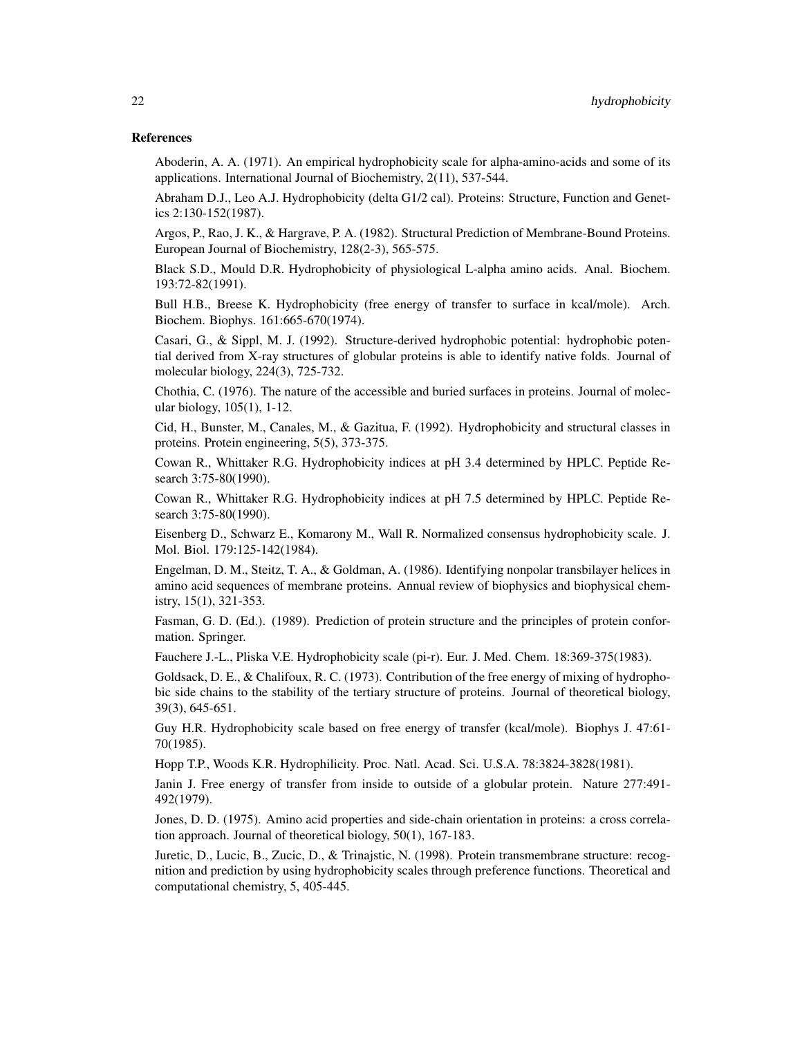### References

Aboderin, A. A. (1971). An empirical hydrophobicity scale for alpha-amino-acids and some of its applications. International Journal of Biochemistry, 2(11), 537-544.

Abraham D.J., Leo A.J. Hydrophobicity (delta G1/2 cal). Proteins: Structure, Function and Genetics 2:130-152(1987).

Argos, P., Rao, J. K., & Hargrave, P. A. (1982). Structural Prediction of Membrane-Bound Proteins. European Journal of Biochemistry, 128(2-3), 565-575.

Black S.D., Mould D.R. Hydrophobicity of physiological L-alpha amino acids. Anal. Biochem. 193:72-82(1991).

Bull H.B., Breese K. Hydrophobicity (free energy of transfer to surface in kcal/mole). Arch. Biochem. Biophys. 161:665-670(1974).

Casari, G., & Sippl, M. J. (1992). Structure-derived hydrophobic potential: hydrophobic potential derived from X-ray structures of globular proteins is able to identify native folds. Journal of molecular biology, 224(3), 725-732.

Chothia, C. (1976). The nature of the accessible and buried surfaces in proteins. Journal of molecular biology, 105(1), 1-12.

Cid, H., Bunster, M., Canales, M., & Gazitua, F. (1992). Hydrophobicity and structural classes in proteins. Protein engineering, 5(5), 373-375.

Cowan R., Whittaker R.G. Hydrophobicity indices at pH 3.4 determined by HPLC. Peptide Research 3:75-80(1990).

Cowan R., Whittaker R.G. Hydrophobicity indices at pH 7.5 determined by HPLC. Peptide Research 3:75-80(1990).

Eisenberg D., Schwarz E., Komarony M., Wall R. Normalized consensus hydrophobicity scale. J. Mol. Biol. 179:125-142(1984).

Engelman, D. M., Steitz, T. A., & Goldman, A. (1986). Identifying nonpolar transbilayer helices in amino acid sequences of membrane proteins. Annual review of biophysics and biophysical chemistry, 15(1), 321-353.

Fasman, G. D. (Ed.). (1989). Prediction of protein structure and the principles of protein conformation. Springer.

Fauchere J.-L., Pliska V.E. Hydrophobicity scale (pi-r). Eur. J. Med. Chem. 18:369-375(1983).

Goldsack, D. E., & Chalifoux, R. C. (1973). Contribution of the free energy of mixing of hydrophobic side chains to the stability of the tertiary structure of proteins. Journal of theoretical biology, 39(3), 645-651.

Guy H.R. Hydrophobicity scale based on free energy of transfer (kcal/mole). Biophys J. 47:61-70(1985).

Hopp T.P., Woods K.R. Hydrophilicity. Proc. Natl. Acad. Sci. U.S.A. 78:3824-3828(1981).

Janin J. Free energy of transfer from inside to outside of a globular protein. Nature 277:491-492(1979).

Jones, D. D. (1975). Amino acid properties and side-chain orientation in proteins: a cross correlation approach. Journal of theoretical biology, 50(1), 167-183.

Juretic, D., Lucic, B., Zucic, D., & Trinajstic, N. (1998). Protein transmembrane structure: recognition and prediction by using hydrophobicity scales through preference functions. Theoretical and computational chemistry, 5, 405-445.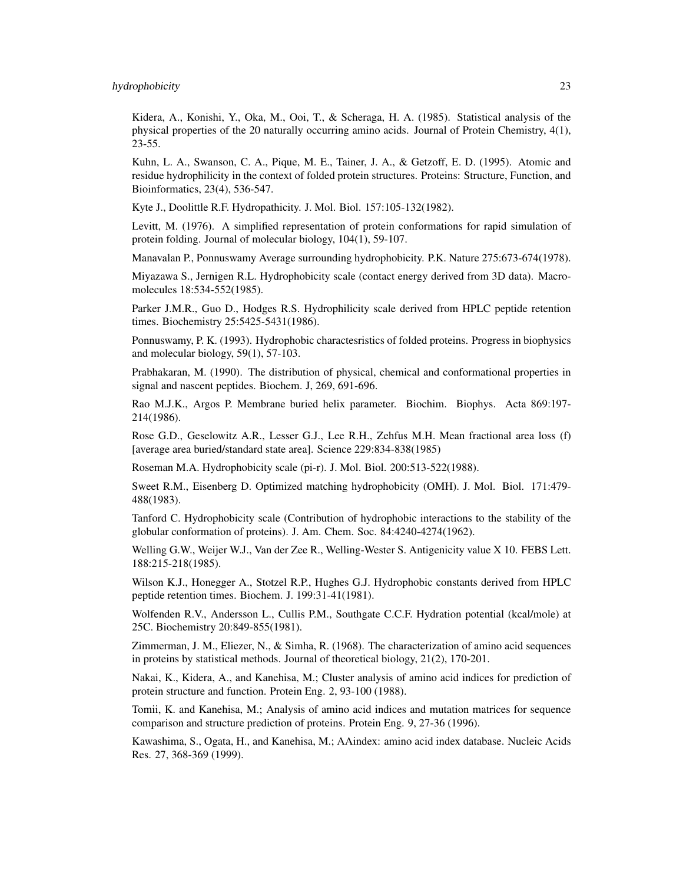Kidera, A., Konishi, Y., Oka, M., Ooi, T., & Scheraga, H. A. (1985). Statistical analysis of the physical properties of the 20 naturally occurring amino acids. Journal of Protein Chemistry, 4(1), 23-55.

Kuhn, L. A., Swanson, C. A., Pique, M. E., Tainer, J. A., & Getzoff, E. D. (1995). Atomic and residue hydrophilicity in the context of folded protein structures. Proteins: Structure, Function, and Bioinformatics, 23(4), 536-547.

Kyte J., Doolittle R.F. Hydropathicity. J. Mol. Biol. 157:105-132(1982).

Levitt, M. (1976). A simplified representation of protein conformations for rapid simulation of protein folding. Journal of molecular biology, 104(1), 59-107.

Manavalan P., Ponnuswamy Average surrounding hydrophobicity. P.K. Nature 275:673-674(1978).

Miyazawa S., Jernigen R.L. Hydrophobicity scale (contact energy derived from 3D data). Macromolecules 18:534-552(1985).

Parker J.M.R., Guo D., Hodges R.S. Hydrophilicity scale derived from HPLC peptide retention times. Biochemistry 25:5425-5431(1986).

Ponnuswamy, P. K. (1993). Hydrophobic charactesristics of folded proteins. Progress in biophysics and molecular biology, 59(1), 57-103.

Prabhakaran, M. (1990). The distribution of physical, chemical and conformational properties in signal and nascent peptides. Biochem. J, 269, 691-696.

Rao M.J.K., Argos P. Membrane buried helix parameter. Biochim. Biophys. Acta 869:197-214(1986).

Rose G.D., Geselowitz A.R., Lesser G.J., Lee R.H., Zehfus M.H. Mean fractional area loss (f) [average area buried/standard state area]. Science 229:834-838(1985)

Roseman M.A. Hydrophobicity scale (pi-r). J. Mol. Biol. 200:513-522(1988).

Sweet R.M., Eisenberg D. Optimized matching hydrophobicity (OMH). J. Mol. Biol. 171:479-488(1983).

Tanford C. Hydrophobicity scale (Contribution of hydrophobic interactions to the stability of the globular conformation of proteins). J. Am. Chem. Soc. 84:4240-4274(1962).

Welling G.W., Weijer W.J., Van der Zee R., Welling-Wester S. Antigenicity value X 10. FEBS Lett. 188:215-218(1985).

Wilson K.J., Honegger A., Stotzel R.P., Hughes G.J. Hydrophobic constants derived from HPLC peptide retention times. Biochem. J. 199:31-41(1981).

Wolfenden R.V., Andersson L., Cullis P.M., Southgate C.C.F. Hydration potential (kcal/mole) at 25C. Biochemistry 20:849-855(1981).

Zimmerman, J. M., Eliezer, N., & Simha, R. (1968). The characterization of amino acid sequences in proteins by statistical methods. Journal of theoretical biology, 21(2), 170-201.

Nakai, K., Kidera, A., and Kanehisa, M.; Cluster analysis of amino acid indices for prediction of protein structure and function. Protein Eng. 2, 93-100 (1988).

Tomii, K. and Kanehisa, M.; Analysis of amino acid indices and mutation matrices for sequence comparison and structure prediction of proteins. Protein Eng. 9, 27-36 (1996).

Kawashima, S., Ogata, H., and Kanehisa, M.; AAindex: amino acid index database. Nucleic Acids Res. 27, 368-369 (1999).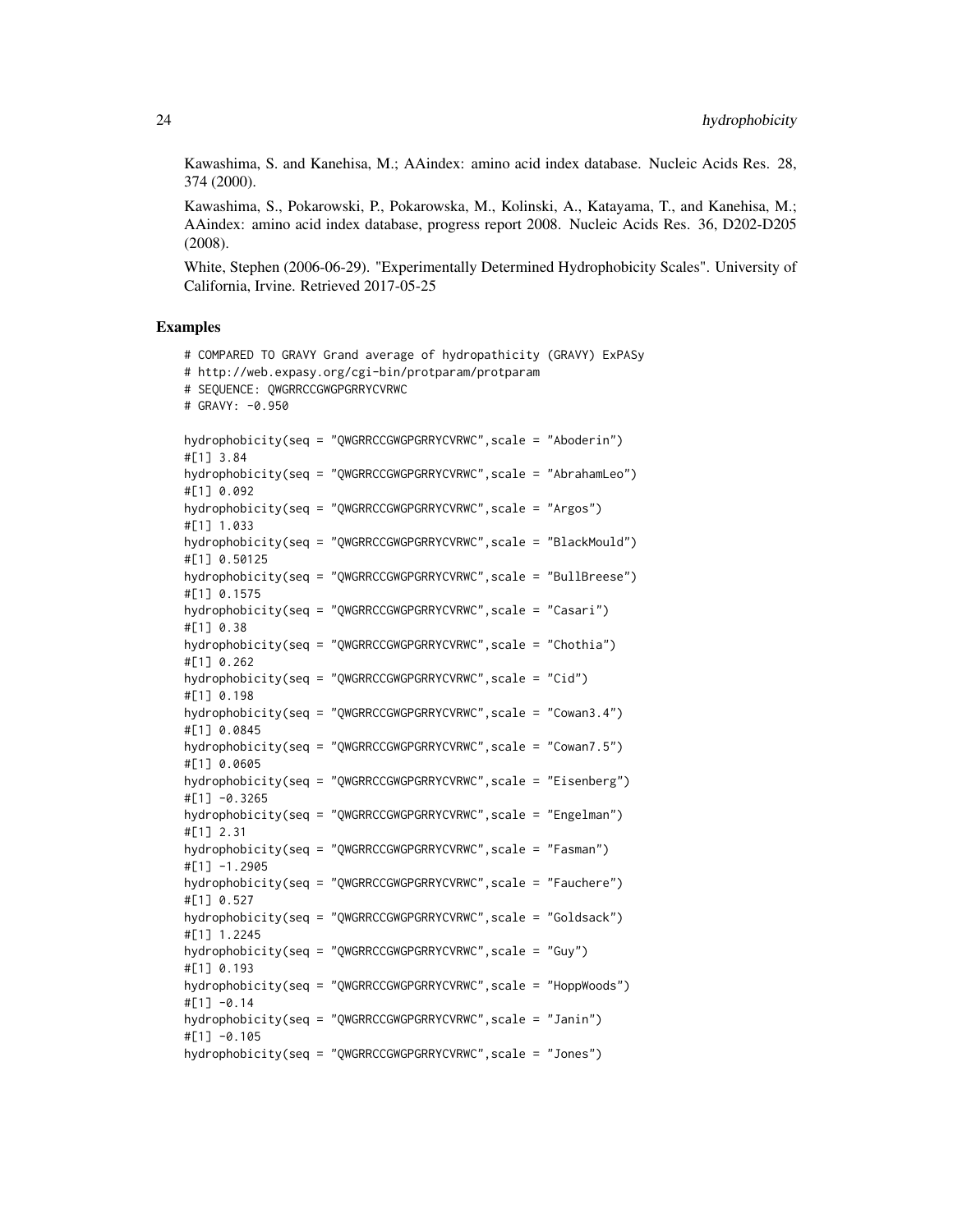Kawashima, S. and Kanehisa, M.; AAindex: amino acid index database. Nucleic Acids Res. 28, 374 (2000).

Kawashima, S., Pokarowski, P., Pokarowska, M., Kolinski, A., Katayama, T., and Kanehisa, M.; AAindex: amino acid index database, progress report 2008. Nucleic Acids Res. 36, D202-D205 (2008).

White, Stephen (2006-06-29). "Experimentally Determined Hydrophobicity Scales". University of California, Irvine. Retrieved 2017-05-25

## Examples

```
# COMPARED TO GRAVY Grand average of hydropathicity (GRAVY) ExPASy
# http://web.expasy.org/cgi-bin/protparam/protparam
# SEQUENCE: QWGRRCCGWGPGRRYCVRWC
# GRAVY: -0.950

hydrophobicity(seq = "QWGRRCCGWGPGRRYCVRWC",scale = "Aboderin")
#[1] 3.84
hydrophobicity(seq = "QWGRRCCGWGPGRRYCVRWC",scale = "AbrahamLeo")
#[1] 0.092
hydrophobicity(seq = "QWGRRCCGWGPGRRYCVRWC",scale = "Argos")
#[1] 1.033
hydrophobicity(seq = "QWGRRCCGWGPGRRYCVRWC",scale = "BlackMould")
#[1] 0.50125
hydrophobicity(seq = "QWGRRCCGWGPGRRYCVRWC",scale = "BullBreese")
#[1] 0.1575
hydrophobicity(seq = "QWGRRCCGWGPGRRYCVRWC",scale = "Casari")
#[1] 0.38
hydrophobicity(seq = "QWGRRCCGWGPGRRYCVRWC",scale = "Chothia")
#[1] 0.262
hydrophobicity(seq = "QWGRRCCGWGPGRRYCVRWC",scale = "Cid")
#[1] 0.198
hydrophobicity(seq = "QWGRRCCGWGPGRRYCVRWC",scale = "Cowan3.4")
#[1] 0.0845
hydrophobicity(seq = "QWGRRCCGWGPGRRYCVRWC",scale = "Cowan7.5")
#[1] 0.0605
hydrophobicity(seq = "QWGRRCCGWGPGRRYCVRWC",scale = "Eisenberg")
#[1] -0.3265
hydrophobicity(seq = "QWGRRCCGWGPGRRYCVRWC",scale = "Engelman")
#[1] 2.31
hydrophobicity(seq = "QWGRRCCGWGPGRRYCVRWC",scale = "Fasman")
#[1] -1.2905
hydrophobicity(seq = "QWGRRCCGWGPGRRYCVRWC",scale = "Fauchere")
#[1] 0.527
hydrophobicity(seq = "QWGRRCCGWGPGRRYCVRWC",scale = "Goldsack")
#[1] 1.2245
hydrophobicity(seq = "QWGRRCCGWGPGRRYCVRWC",scale = "Guy")
#[1] 0.193
hydrophobicity(seq = "QWGRRCCGWGPGRRYCVRWC",scale = "HoppWoods")
#[1] -0.14
hydrophobicity(seq = "QWGRRCCGWGPGRRYCVRWC",scale = "Janin")
#[1] -0.105
hydrophobicity(seq = "QWGRRCCGWGPGRRYCVRWC",scale = "Jones")
```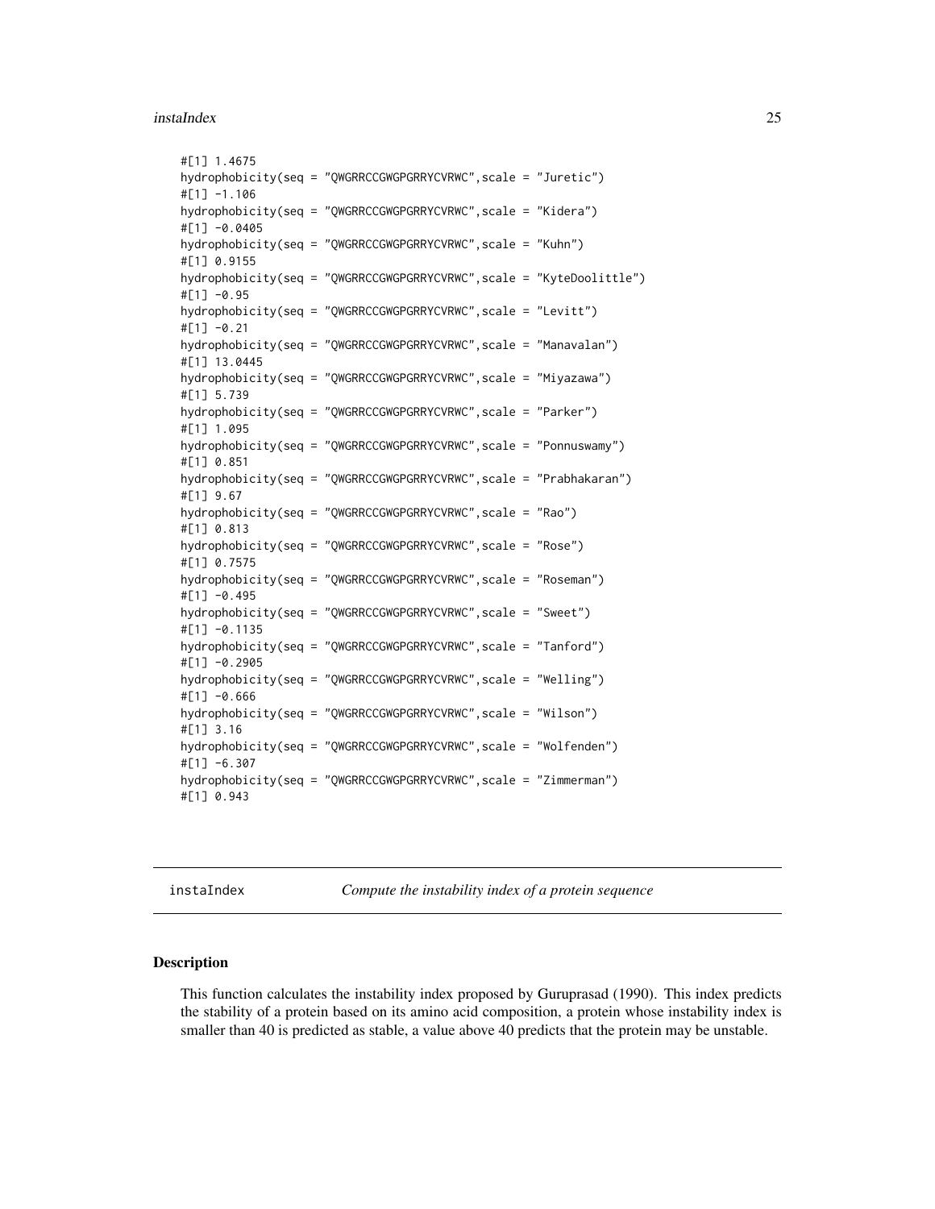```
#[1] 1.4675
hydrophobicity(seq = "QWGRRCCGWGPGRRYCVRWC",scale = "Juretic")
#[1] -1.106
hydrophobicity(seq = "QWGRRCCGWGPGRRYCVRWC",scale = "Kidera")
#[1] -0.0405
hydrophobicity(seq = "QWGRRCCGWGPGRRYCVRWC",scale = "Kuhn")
#[1] 0.9155
hydrophobicity(seq = "QWGRRCCGWGPGRRYCVRWC",scale = "KyteDoolittle")
#[1] -0.95
hydrophobicity(seq = "QWGRRCCGWGPGRRYCVRWC",scale = "Levitt")
#[1] -0.21
hydrophobicity(seq = "QWGRRCCGWGPGRRYCVRWC",scale = "Manavalan")
#[1] 13.0445
hydrophobicity(seq = "QWGRRCCGWGPGRRYCVRWC",scale = "Miyazawa")
#[1] 5.739
hydrophobicity(seq = "QWGRRCCGWGPGRRYCVRWC",scale = "Parker")
#[1] 1.095
hydrophobicity(seq = "QWGRRCCGWGPGRRYCVRWC",scale = "Ponnuswamy")
#[1] 0.851
hydrophobicity(seq = "QWGRRCCGWGPGRRYCVRWC",scale = "Prabhakaran")
#[1] 9.67
hydrophobicity(seq = "QWGRRCCGWGPGRRYCVRWC",scale = "Rao")
#[1] 0.813
hydrophobicity(seq = "QWGRRCCGWGPGRRYCVRWC",scale = "Rose")
#[1] 0.7575
hydrophobicity(seq = "QWGRRCCGWGPGRRYCVRWC",scale = "Roseman")
#[1] -0.495
hydrophobicity(seq = "QWGRRCCGWGPGRRYCVRWC",scale = "Sweet")
#[1] -0.1135
hydrophobicity(seq = "QWGRRCCGWGPGRRYCVRWC",scale = "Tanford")
#[1] -0.2905
hydrophobicity(seq = "QWGRRCCGWGPGRRYCVRWC",scale = "Welling")
#[1] -0.666
hydrophobicity(seq = "QWGRRCCGWGPGRRYCVRWC",scale = "Wilson")
#[1] 3.16
hydrophobicity(seq = "QWGRRCCGWGPGRRYCVRWC",scale = "Wolfenden")
#[1] -6.307
hydrophobicity(seq = "QWGRRCCGWGPGRRYCVRWC",scale = "Zimmerman")
#[1] 0.943
```

## instaIndex — *Compute the instability index of a protein sequence*

### Description

This function calculates the instability index proposed by Guruprasad (1990). This index predicts the stability of a protein based on its amino acid composition, a protein whose instability index is smaller than 40 is predicted as stable, a value above 40 predicts that the protein may be unstable.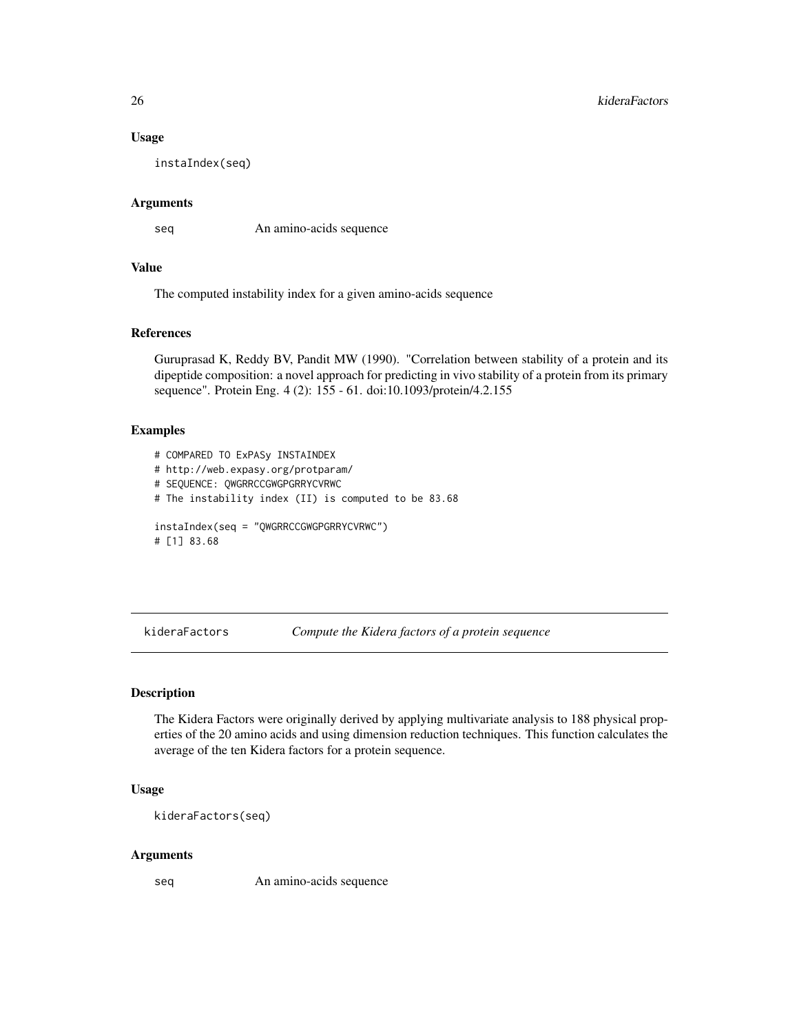### Usage

```
instaIndex(seq)
```

### Arguments

| | |
|---|---|
| seq | An amino-acids sequence |

### Value

The computed instability index for a given amino-acids sequence

### References

Guruprasad K, Reddy BV, Pandit MW (1990). "Correlation between stability of a protein and its dipeptide composition: a novel approach for predicting in vivo stability of a protein from its primary sequence". Protein Eng. 4 (2): 155 - 61. doi:10.1093/protein/4.2.155

### Examples

```
# COMPARED TO ExPASy INSTAINDEX
# http://web.expasy.org/protparam/
# SEQUENCE: QWGRRCCGWGPGRRYCVRWC
# The instability index (II) is computed to be 83.68

instaIndex(seq = "QWGRRCCGWGPGRRYCVRWC")
# [1] 83.68
```

---

## kideraFactors — *Compute the Kidera factors of a protein sequence*

### Description

The Kidera Factors were originally derived by applying multivariate analysis to 188 physical properties of the 20 amino acids and using dimension reduction techniques. This function calculates the average of the ten Kidera factors for a protein sequence.

### Usage

```
kideraFactors(seq)
```

### Arguments

| | |
|---|---|
| seq | An amino-acids sequence |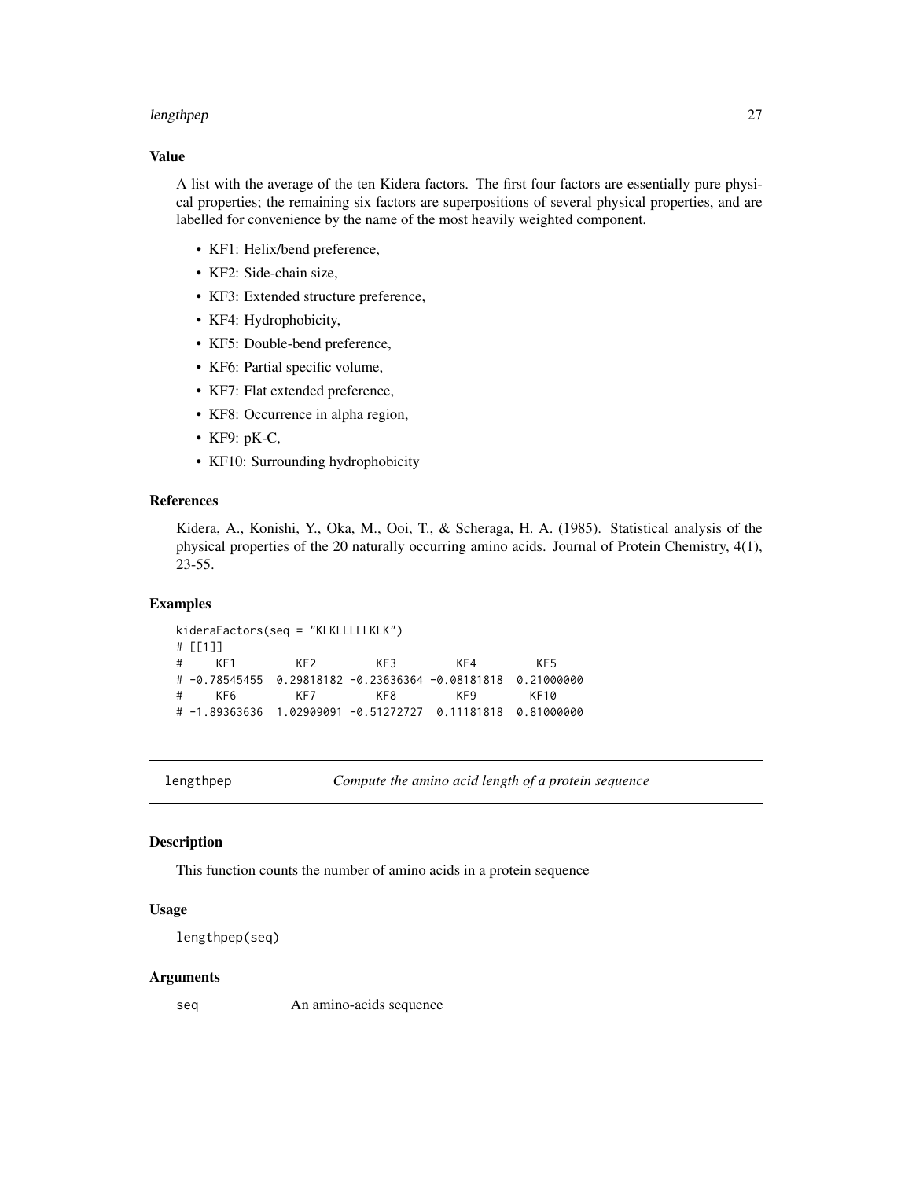### Value

A list with the average of the ten Kidera factors. The first four factors are essentially pure physical properties; the remaining six factors are superpositions of several physical properties, and are labelled for convenience by the name of the most heavily weighted component.

- KF1: Helix/bend preference,
- KF2: Side-chain size,
- KF3: Extended structure preference,
- KF4: Hydrophobicity,
- KF5: Double-bend preference,
- KF6: Partial specific volume,
- KF7: Flat extended preference,
- KF8: Occurrence in alpha region,
- KF9: pK-C,
- KF10: Surrounding hydrophobicity

### References

Kidera, A., Konishi, Y., Oka, M., Ooi, T., & Scheraga, H. A. (1985). Statistical analysis of the physical properties of the 20 naturally occurring amino acids. Journal of Protein Chemistry, 4(1), 23-55.

### Examples

```
kideraFactors(seq = "KLKLLLLLKLK")
# [[1]]
#      KF1         KF2         KF3         KF4         KF5
# -0.78545455  0.29818182 -0.23636364 -0.08181818  0.21000000
#      KF6         KF7         KF8         KF9        KF10
# -1.89363636  1.02909091 -0.51272727  0.11181818  0.81000000
```

---

## lengthpep — *Compute the amino acid length of a protein sequence*

---

### Description

This function counts the number of amino acids in a protein sequence

### Usage

```
lengthpep(seq)
```

### Arguments

| | |
|---|---|
| seq | An amino-acids sequence |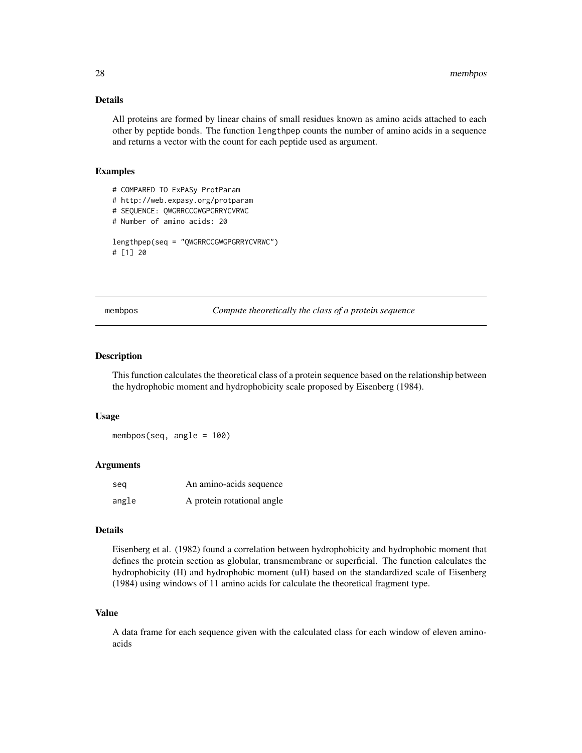### Details

All proteins are formed by linear chains of small residues known as amino acids attached to each other by peptide bonds. The function `lengthpep` counts the number of amino acids in a sequence and returns a vector with the count for each peptide used as argument.

### Examples

```
# COMPARED TO ExPASy ProtParam
# http://web.expasy.org/protparam
# SEQUENCE: QWGRRCCGWGPGRRYCVRWC
# Number of amino acids: 20

lengthpep(seq = "QWGRRCCGWGPGRRYCVRWC")
# [1] 20
```

---

## membpos *Compute theoretically the class of a protein sequence*

---

### Description

This function calculates the theoretical class of a protein sequence based on the relationship between the hydrophobic moment and hydrophobicity scale proposed by Eisenberg (1984).

### Usage

```
membpos(seq, angle = 100)
```

### Arguments

| | |
|---|---|
| `seq` | An amino-acids sequence |
| `angle` | A protein rotational angle |

### Details

Eisenberg et al. (1982) found a correlation between hydrophobicity and hydrophobic moment that defines the protein section as globular, transmembrane or superficial. The function calculates the hydrophobicity (H) and hydrophobic moment (uH) based on the standardized scale of Eisenberg (1984) using windows of 11 amino acids for calculate the theoretical fragment type.

### Value

A data frame for each sequence given with the calculated class for each window of eleven amino-acids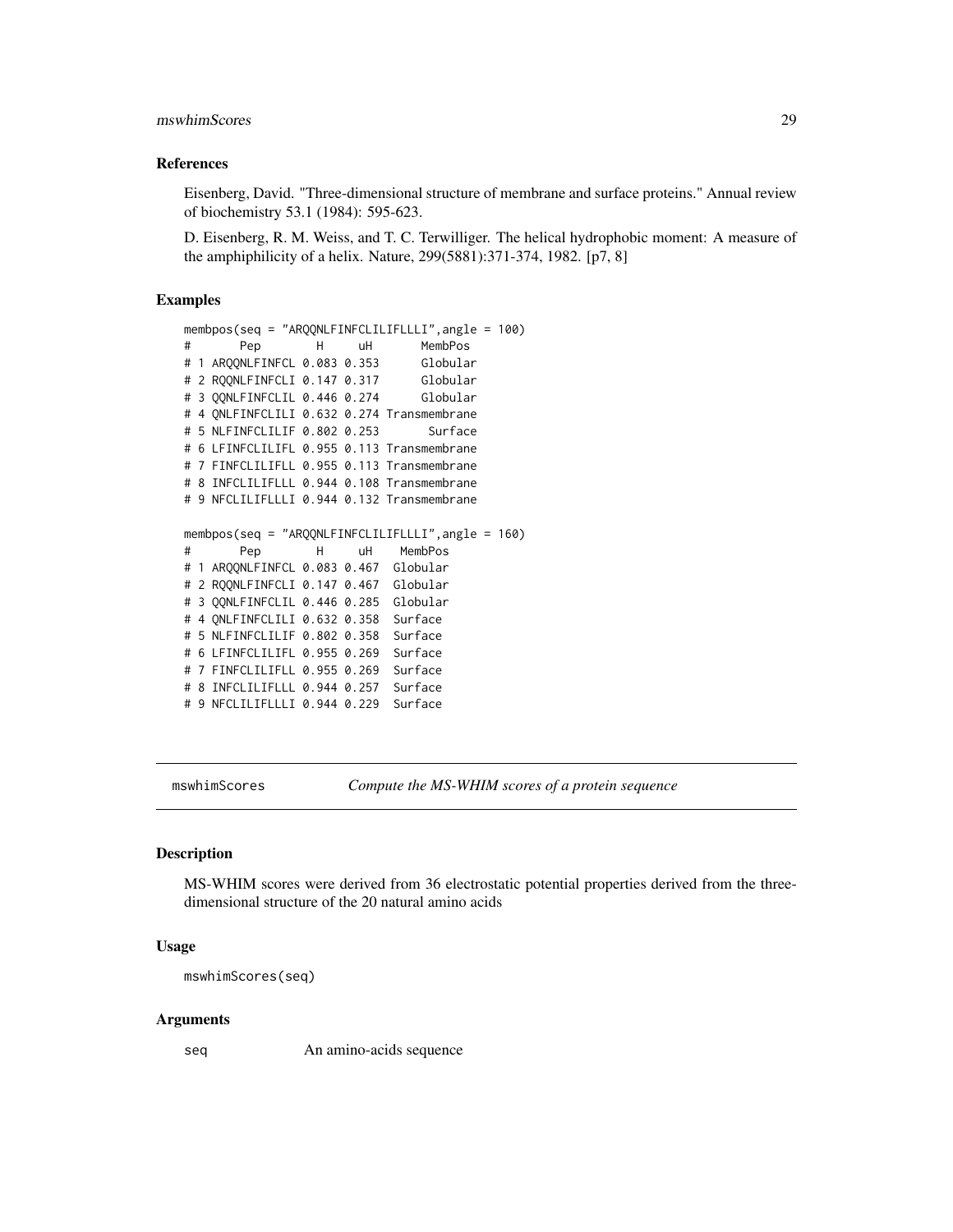### References

Eisenberg, David. "Three-dimensional structure of membrane and surface proteins." Annual review of biochemistry 53.1 (1984): 595-623.

D. Eisenberg, R. M. Weiss, and T. C. Terwilliger. The helical hydrophobic moment: A measure of the amphiphilicity of a helix. Nature, 299(5881):371-374, 1982. [p7, 8]

### Examples

```
membpos(seq = "ARQQNLFINFCLILIFLLLI",angle = 100)
#       Pep        H     uH       MembPos
# 1 ARQQNLFINFCL 0.083 0.353      Globular
# 2 RQQNLFINFCLI 0.147 0.317      Globular
# 3 QQNLFINFCLIL 0.446 0.274      Globular
# 4 QNLFINFCLILI 0.632 0.274 Transmembrane
# 5 NLFINFCLILIF 0.802 0.253       Surface
# 6 LFINFCLILIFL 0.955 0.113 Transmembrane
# 7 FINFCLILIFLL 0.955 0.113 Transmembrane
# 8 INFCLILIFLLL 0.944 0.108 Transmembrane
# 9 NFCLILIFLLLI 0.944 0.132 Transmembrane

membpos(seq = "ARQQNLFINFCLILIFLLLI",angle = 160)
#       Pep        H     uH    MembPos
# 1 ARQQNLFINFCL 0.083 0.467  Globular
# 2 RQQNLFINFCLI 0.147 0.467  Globular
# 3 QQNLFINFCLIL 0.446 0.285  Globular
# 4 QNLFINFCLILI 0.632 0.358  Surface
# 5 NLFINFCLILIF 0.802 0.358  Surface
# 6 LFINFCLILIFL 0.955 0.269  Surface
# 7 FINFCLILIFLL 0.955 0.269  Surface
# 8 INFCLILIFLLL 0.944 0.257  Surface
# 9 NFCLILIFLLLI 0.944 0.229  Surface
```

---

## mswhimScores — *Compute the MS-WHIM scores of a protein sequence*

### Description

MS-WHIM scores were derived from 36 electrostatic potential properties derived from the three-dimensional structure of the 20 natural amino acids

### Usage

```
mswhimScores(seq)
```

### Arguments

| | |
|---|---|
| seq | An amino-acids sequence |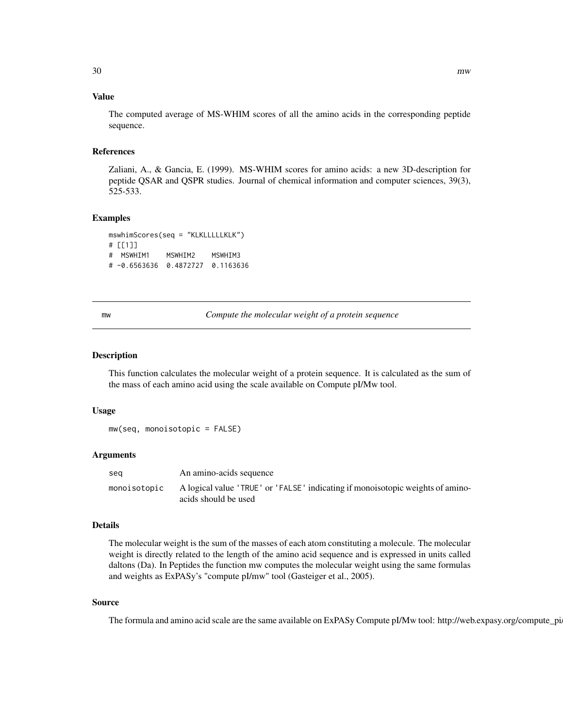### Value

The computed average of MS-WHIM scores of all the amino acids in the corresponding peptide sequence.

### References

Zaliani, A., & Gancia, E. (1999). MS-WHIM scores for amino acids: a new 3D-description for peptide QSAR and QSPR studies. Journal of chemical information and computer sciences, 39(3), 525-533.

### Examples

```
mswhimScores(seq = "KLKLLLLLLKLK")
# [[1]]
#  MSWHIM1    MSWHIM2    MSWHIM3
# -0.6563636  0.4872727  0.1163636
```

---

## mw — *Compute the molecular weight of a protein sequence*

---

### Description

This function calculates the molecular weight of a protein sequence. It is calculated as the sum of the mass of each amino acid using the scale available on Compute pI/Mw tool.

### Usage

```
mw(seq, monoisotopic = FALSE)
```

### Arguments

| | |
|---|---|
| `seq` | An amino-acids sequence |
| `monoisotopic` | A logical value 'TRUE' or 'FALSE' indicating if monoisotopic weights of amino-acids should be used |

### Details

The molecular weight is the sum of the masses of each atom constituting a molecule. The molecular weight is directly related to the length of the amino acid sequence and is expressed in units called daltons (Da). In Peptides the function mw computes the molecular weight using the same formulas and weights as ExPASy's "compute pI/mw" tool (Gasteiger et al., 2005).

### Source

The formula and amino acid scale are the same available on ExPASy Compute pI/Mw tool: http://web.expasy.org/compute_pi/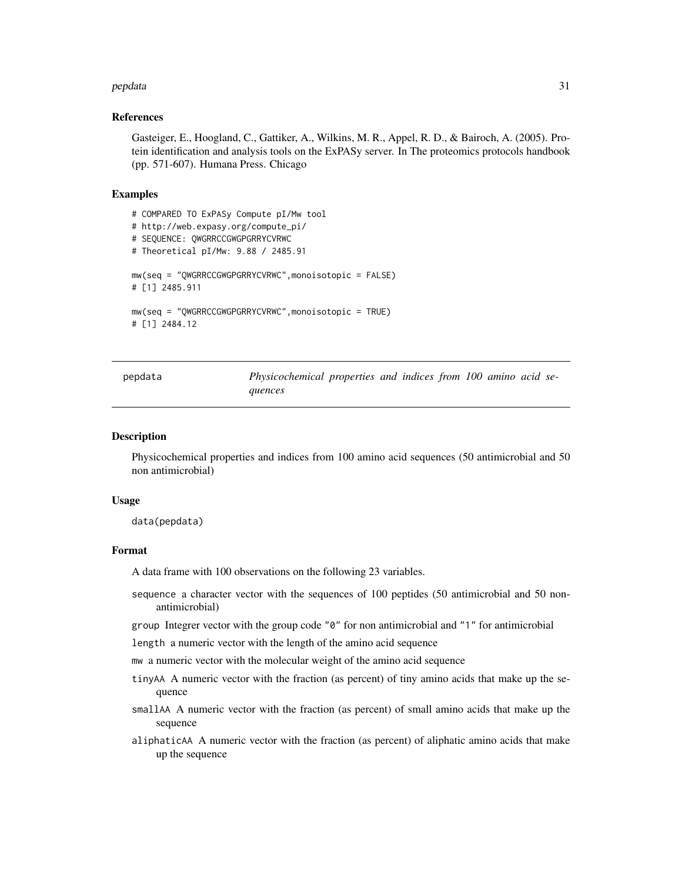### References

Gasteiger, E., Hoogland, C., Gattiker, A., Wilkins, M. R., Appel, R. D., & Bairoch, A. (2005). Protein identification and analysis tools on the ExPASy server. In The proteomics protocols handbook (pp. 571-607). Humana Press. Chicago

### Examples

```
# COMPARED TO ExPASy Compute pI/Mw tool
# http://web.expasy.org/compute_pi/
# SEQUENCE: QWGRRCCGWGPGRRYCVRWC
# Theoretical pI/Mw: 9.88 / 2485.91

mw(seq = "QWGRRCCGWGPGRRYCVRWC",monoisotopic = FALSE)
# [1] 2485.911

mw(seq = "QWGRRCCGWGPGRRYCVRWC",monoisotopic = TRUE)
# [1] 2484.12
```

---

## pepdata — *Physicochemical properties and indices from 100 amino acid sequences*

### Description

Physicochemical properties and indices from 100 amino acid sequences (50 antimicrobial and 50 non antimicrobial)

### Usage

```
data(pepdata)
```

### Format

A data frame with 100 observations on the following 23 variables.

- `sequence` a character vector with the sequences of 100 peptides (50 antimicrobial and 50 non-antimicrobial)
- `group` Integrer vector with the group code "0" for non antimicrobial and "1" for antimicrobial
- `length` a numeric vector with the length of the amino acid sequence
- `mw` a numeric vector with the molecular weight of the amino acid sequence
- `tinyAA` A numeric vector with the fraction (as percent) of tiny amino acids that make up the sequence
- `smallAA` A numeric vector with the fraction (as percent) of small amino acids that make up the sequence
- `aliphaticAA` A numeric vector with the fraction (as percent) of aliphatic amino acids that make up the sequence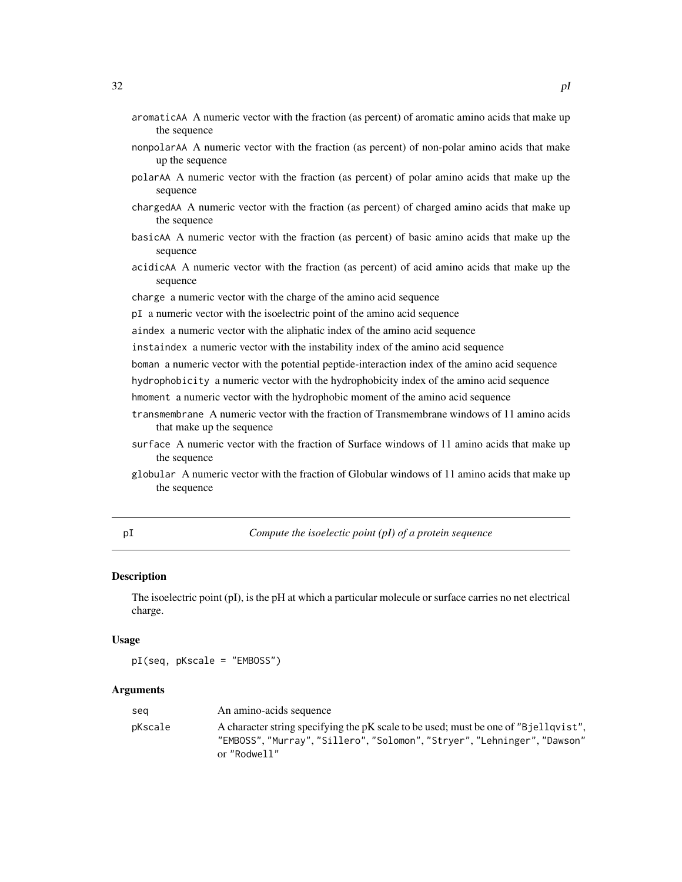aromaticAA A numeric vector with the fraction (as percent) of aromatic amino acids that make up the sequence

nonpolarAA A numeric vector with the fraction (as percent) of non-polar amino acids that make up the sequence

polarAA A numeric vector with the fraction (as percent) of polar amino acids that make up the sequence

chargedAA A numeric vector with the fraction (as percent) of charged amino acids that make up the sequence

basicAA A numeric vector with the fraction (as percent) of basic amino acids that make up the sequence

acidicAA A numeric vector with the fraction (as percent) of acid amino acids that make up the sequence

charge a numeric vector with the charge of the amino acid sequence

pI a numeric vector with the isoelectric point of the amino acid sequence

aindex a numeric vector with the aliphatic index of the amino acid sequence

instaindex a numeric vector with the instability index of the amino acid sequence

boman a numeric vector with the potential peptide-interaction index of the amino acid sequence

hydrophobicity a numeric vector with the hydrophobicity index of the amino acid sequence

hmoment a numeric vector with the hydrophobic moment of the amino acid sequence

transmembrane A numeric vector with the fraction of Transmembrane windows of 11 amino acids that make up the sequence

surface A numeric vector with the fraction of Surface windows of 11 amino acids that make up the sequence

globular A numeric vector with the fraction of Globular windows of 11 amino acids that make up the sequence

---

## pI — *Compute the isoelectic point (pI) of a protein sequence*

### Description

The isoelectric point (pI), is the pH at which a particular molecule or surface carries no net electrical charge.

### Usage

```
pI(seq, pKscale = "EMBOSS")
```

### Arguments

| | |
|---|---|
| seq | An amino-acids sequence |
| pKscale | A character string specifying the pK scale to be used; must be one of "Bjellqvist", "EMBOSS", "Murray", "Sillero", "Solomon", "Stryer", "Lehninger", "Dawson" or "Rodwell" |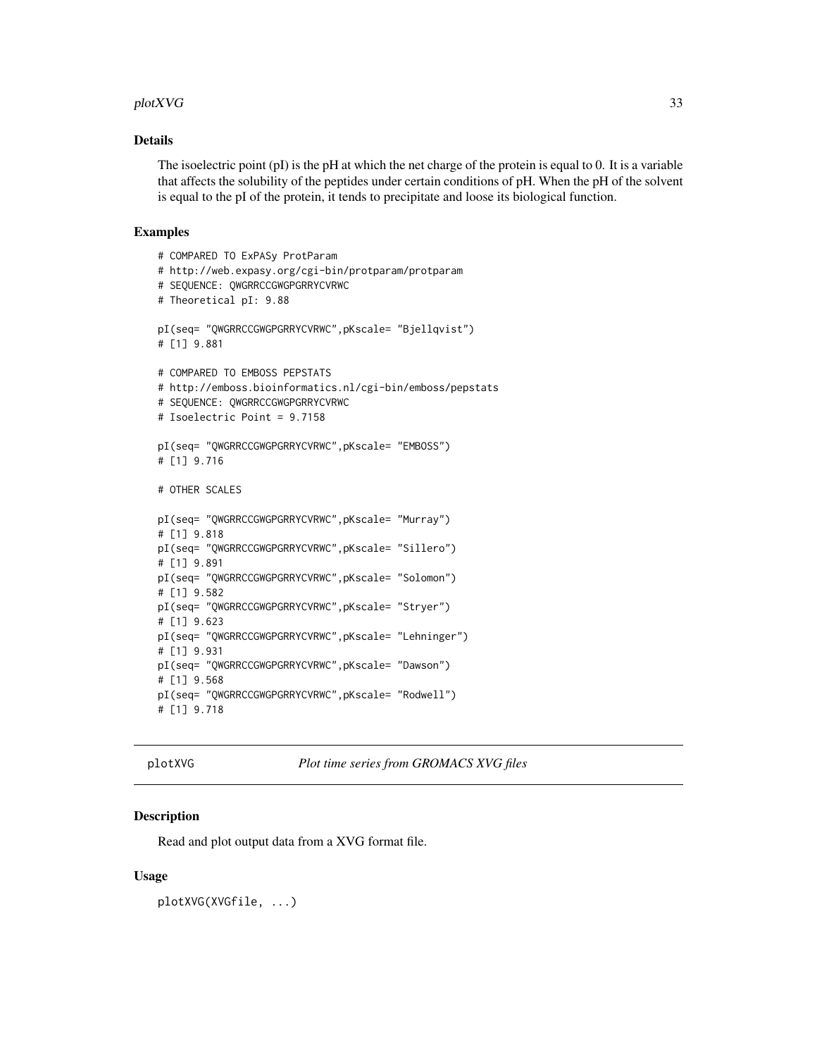### Details

The isoelectric point (pI) is the pH at which the net charge of the protein is equal to 0. It is a variable that affects the solubility of the peptides under certain conditions of pH. When the pH of the solvent is equal to the pI of the protein, it tends to precipitate and loose its biological function.

### Examples

```
# COMPARED TO ExPASy ProtParam
# http://web.expasy.org/cgi-bin/protparam/protparam
# SEQUENCE: QWGRRCCGWGPGRRYCVRWC
# Theoretical pI: 9.88

pI(seq= "QWGRRCCGWGPGRRYCVRWC",pKscale= "Bjellqvist")
# [1] 9.881

# COMPARED TO EMBOSS PEPSTATS
# http://emboss.bioinformatics.nl/cgi-bin/emboss/pepstats
# SEQUENCE: QWGRRCCGWGPGRRYCVRWC
# Isoelectric Point = 9.7158

pI(seq= "QWGRRCCGWGPGRRYCVRWC",pKscale= "EMBOSS")
# [1] 9.716

# OTHER SCALES

pI(seq= "QWGRRCCGWGPGRRYCVRWC",pKscale= "Murray")
# [1] 9.818
pI(seq= "QWGRRCCGWGPGRRYCVRWC",pKscale= "Sillero")
# [1] 9.891
pI(seq= "QWGRRCCGWGPGRRYCVRWC",pKscale= "Solomon")
# [1] 9.582
pI(seq= "QWGRRCCGWGPGRRYCVRWC",pKscale= "Stryer")
# [1] 9.623
pI(seq= "QWGRRCCGWGPGRRYCVRWC",pKscale= "Lehninger")
# [1] 9.931
pI(seq= "QWGRRCCGWGPGRRYCVRWC",pKscale= "Dawson")
# [1] 9.568
pI(seq= "QWGRRCCGWGPGRRYCVRWC",pKscale= "Rodwell")
# [1] 9.718
```

---

## plotXVG *Plot time series from GROMACS XVG files*

### Description

Read and plot output data from a XVG format file.

### Usage

```
plotXVG(XVGfile, ...)
```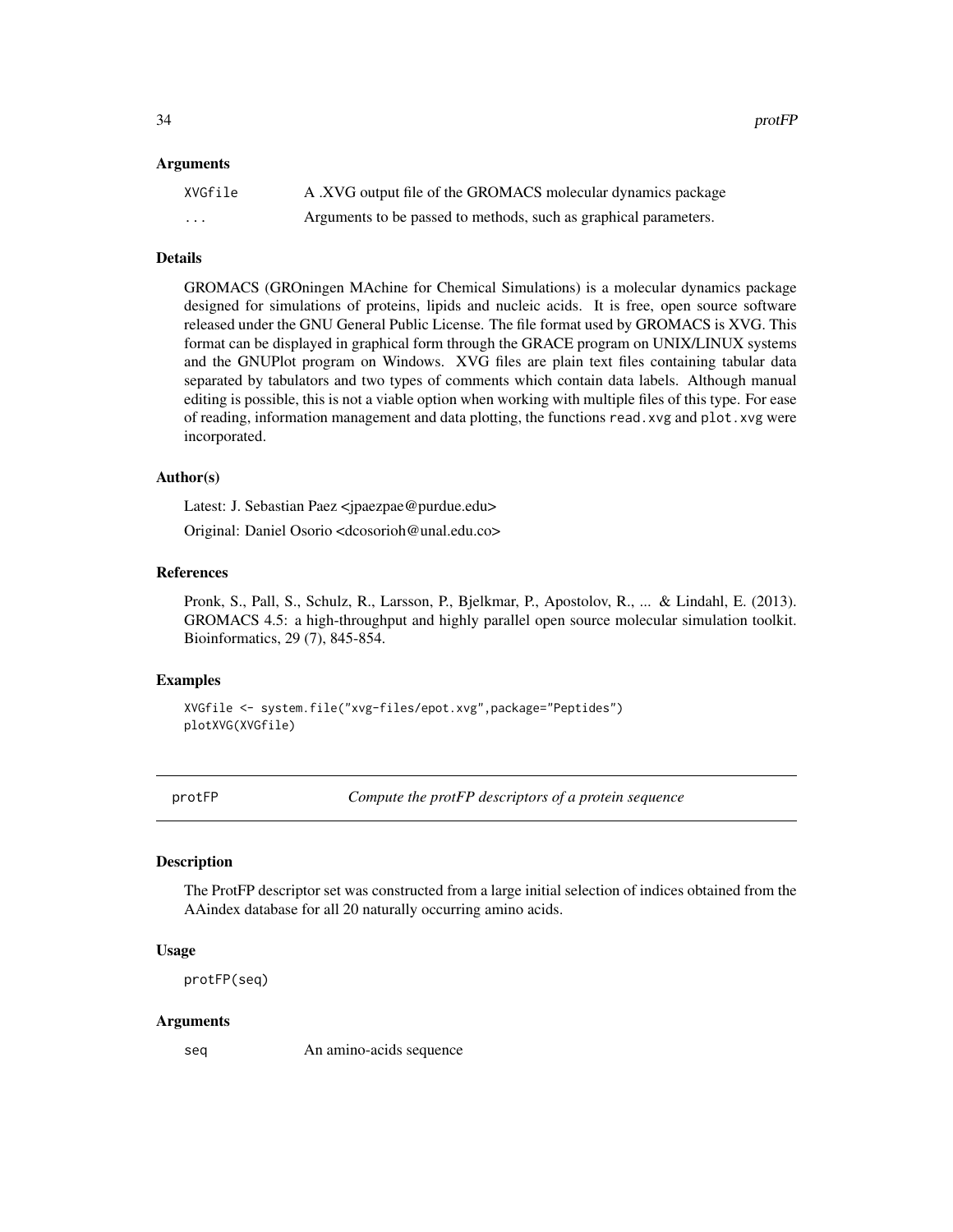### Arguments

| | |
|---|---|
| XVGfile | A .XVG output file of the GROMACS molecular dynamics package |
| ... | Arguments to be passed to methods, such as graphical parameters. |

### Details

GROMACS (GROningen MAchine for Chemical Simulations) is a molecular dynamics package designed for simulations of proteins, lipids and nucleic acids. It is free, open source software released under the GNU General Public License. The file format used by GROMACS is XVG. This format can be displayed in graphical form through the GRACE program on UNIX/LINUX systems and the GNUPlot program on Windows. XVG files are plain text files containing tabular data separated by tabulators and two types of comments which contain data labels. Although manual editing is possible, this is not a viable option when working with multiple files of this type. For ease of reading, information management and data plotting, the functions `read.xvg` and `plot.xvg` were incorporated.

### Author(s)

Latest: J. Sebastian Paez <jpaezpae@purdue.edu>

Original: Daniel Osorio <dcosorioh@unal.edu.co>

### References

Pronk, S., Pall, S., Schulz, R., Larsson, P., Bjelkmar, P., Apostolov, R., ... & Lindahl, E. (2013). GROMACS 4.5: a high-throughput and highly parallel open source molecular simulation toolkit. Bioinformatics, 29 (7), 845-854.

### Examples

```
XVGfile <- system.file("xvg-files/epot.xvg",package="Peptides")
plotXVG(XVGfile)
```

---

## protFP — *Compute the protFP descriptors of a protein sequence*

---

### Description

The ProtFP descriptor set was constructed from a large initial selection of indices obtained from the AAindex database for all 20 naturally occurring amino acids.

### Usage

```
protFP(seq)
```

### Arguments

| | |
|---|---|
| seq | An amino-acids sequence |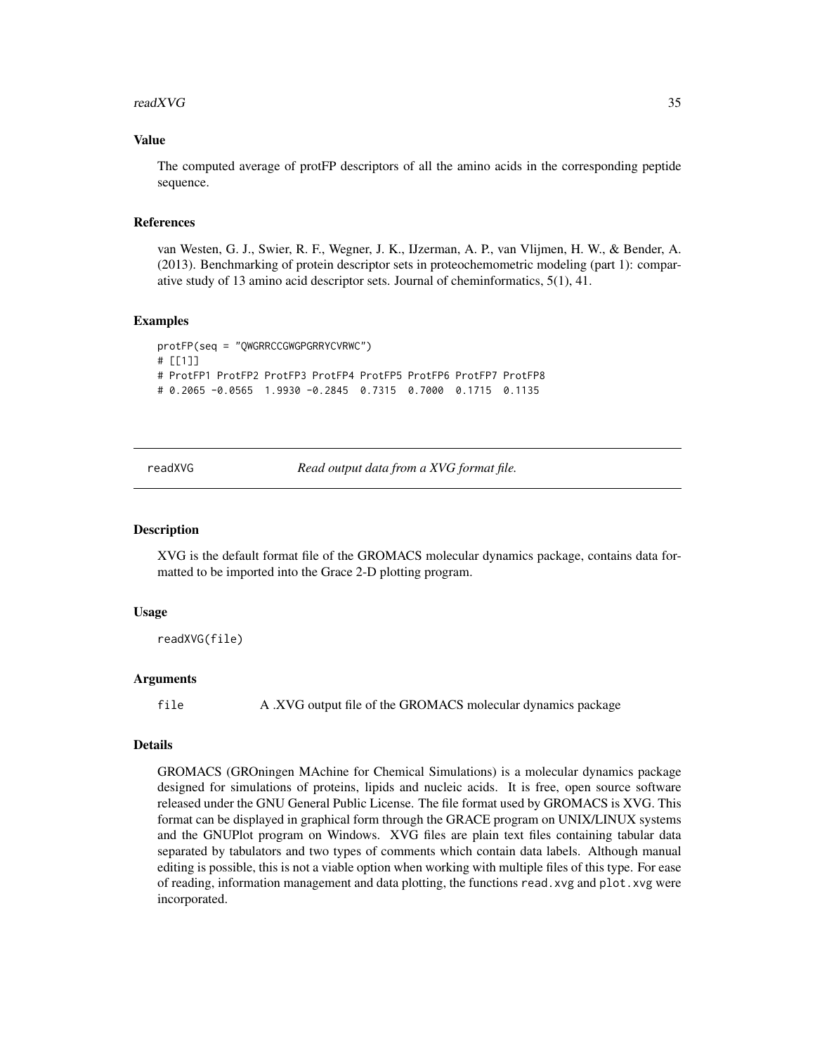### Value

The computed average of protFP descriptors of all the amino acids in the corresponding peptide sequence.

### References

van Westen, G. J., Swier, R. F., Wegner, J. K., IJzerman, A. P., van Vlijmen, H. W., & Bender, A. (2013). Benchmarking of protein descriptor sets in proteochemometric modeling (part 1): comparative study of 13 amino acid descriptor sets. Journal of cheminformatics, 5(1), 41.

### Examples

```
protFP(seq = "QWGRRCCGWGPGRRYCVRWC")
# [[1]]
# ProtFP1 ProtFP2 ProtFP3 ProtFP4 ProtFP5 ProtFP6 ProtFP7 ProtFP8
# 0.2065 -0.0565  1.9930 -0.2845  0.7315  0.7000  0.1715  0.1135
```

---

## readXVG — *Read output data from a XVG format file.*

### Description

XVG is the default format file of the GROMACS molecular dynamics package, contains data formatted to be imported into the Grace 2-D plotting program.

### Usage

```
readXVG(file)
```

### Arguments

| | |
|---|---|
| `file` | A .XVG output file of the GROMACS molecular dynamics package |

### Details

GROMACS (GROningen MAchine for Chemical Simulations) is a molecular dynamics package designed for simulations of proteins, lipids and nucleic acids. It is free, open source software released under the GNU General Public License. The file format used by GROMACS is XVG. This format can be displayed in graphical form through the GRACE program on UNIX/LINUX systems and the GNUPlot program on Windows. XVG files are plain text files containing tabular data separated by tabulators and two types of comments which contain data labels. Although manual editing is possible, this is not a viable option when working with multiple files of this type. For ease of reading, information management and data plotting, the functions `read.xvg` and `plot.xvg` were incorporated.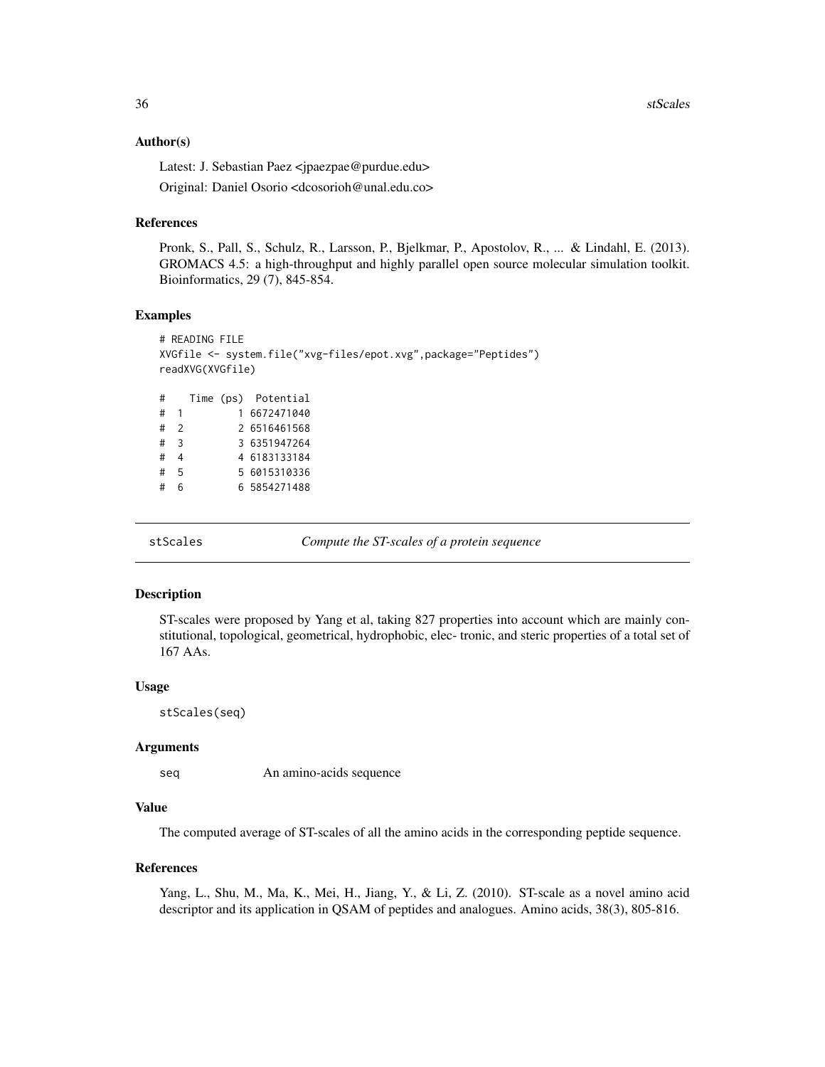### Author(s)

Latest: J. Sebastian Paez <jpaezpae@purdue.edu>

Original: Daniel Osorio <dcosorioh@unal.edu.co>

### References

Pronk, S., Pall, S., Schulz, R., Larsson, P., Bjelkmar, P., Apostolov, R., ... & Lindahl, E. (2013). GROMACS 4.5: a high-throughput and highly parallel open source molecular simulation toolkit. Bioinformatics, 29 (7), 845-854.

### Examples

```
# READING FILE
XVGfile <- system.file("xvg-files/epot.xvg",package="Peptides")
readXVG(XVGfile)

#    Time (ps)  Potential
#  1         1 6672471040
#  2         2 6516461568
#  3         3 6351947264
#  4         4 6183133184
#  5         5 6015310336
#  6         6 5854271488
```

---

## stScales — *Compute the ST-scales of a protein sequence*

### Description

ST-scales were proposed by Yang et al, taking 827 properties into account which are mainly constitutional, topological, geometrical, hydrophobic, elec- tronic, and steric properties of a total set of 167 AAs.

### Usage

```
stScales(seq)
```

### Arguments

| | |
|---|---|
| seq | An amino-acids sequence |

### Value

The computed average of ST-scales of all the amino acids in the corresponding peptide sequence.

### References

Yang, L., Shu, M., Ma, K., Mei, H., Jiang, Y., & Li, Z. (2010). ST-scale as a novel amino acid descriptor and its application in QSAM of peptides and analogues. Amino acids, 38(3), 805-816.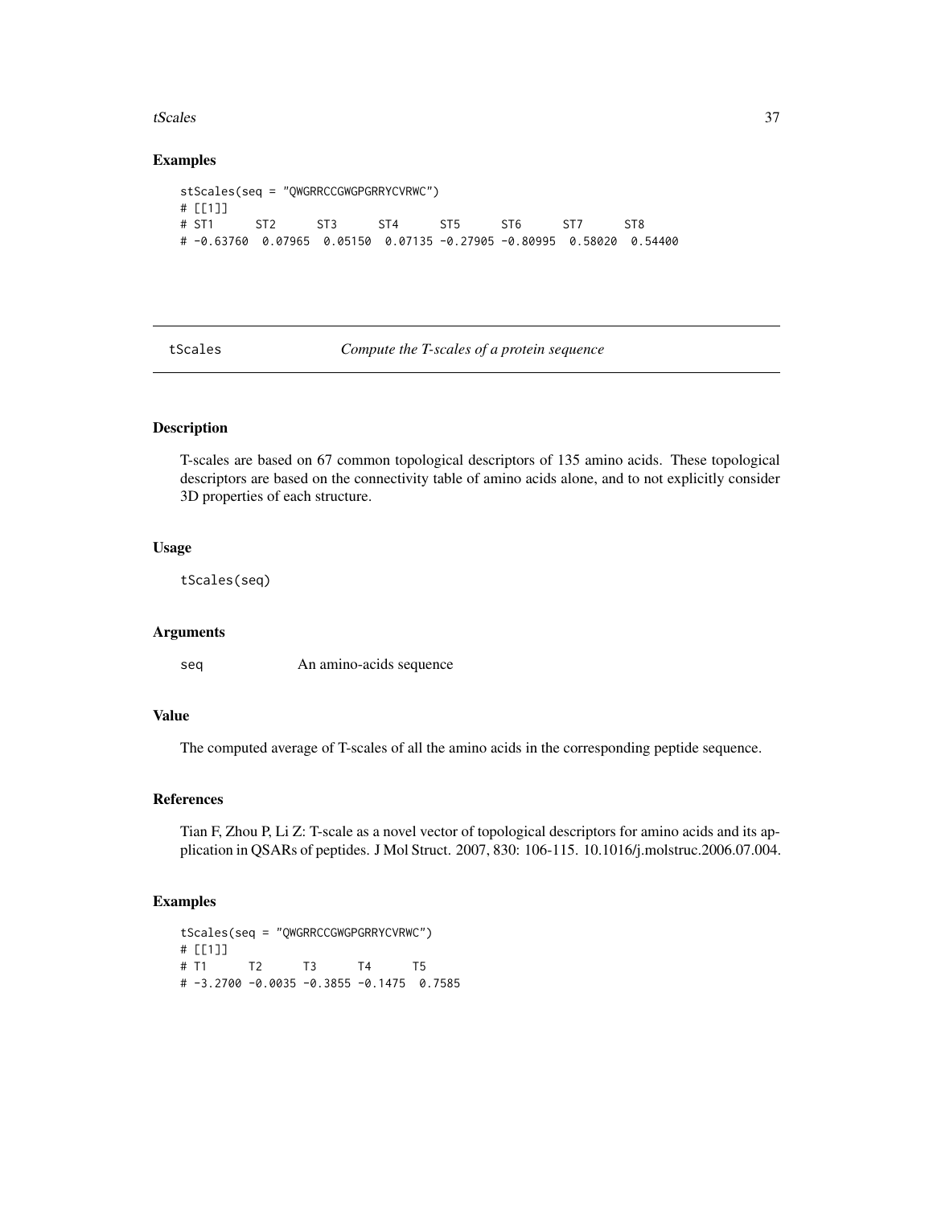## Examples

```
stScales(seq = "QWGRRCCGWGPGRRYCVRWC")
# [[1]]
# ST1      ST2      ST3      ST4      ST5      ST6      ST7      ST8
# -0.63760  0.07965  0.05150  0.07135 -0.27905 -0.80995  0.58020  0.54400
```

---

tScales *Compute the T-scales of a protein sequence*

---

### Description

T-scales are based on 67 common topological descriptors of 135 amino acids. These topological descriptors are based on the connectivity table of amino acids alone, and to not explicitly consider 3D properties of each structure.

### Usage

```
tScales(seq)
```

### Arguments

seq An amino-acids sequence

### Value

The computed average of T-scales of all the amino acids in the corresponding peptide sequence.

### References

Tian F, Zhou P, Li Z: T-scale as a novel vector of topological descriptors for amino acids and its application in QSARs of peptides. J Mol Struct. 2007, 830: 106-115. 10.1016/j.molstruc.2006.07.004.

### Examples

```
tScales(seq = "QWGRRCCGWGPGRRYCVRWC")
# [[1]]
# T1      T2      T3      T4      T5
# -3.2700 -0.0035 -0.3855 -0.1475  0.7585
```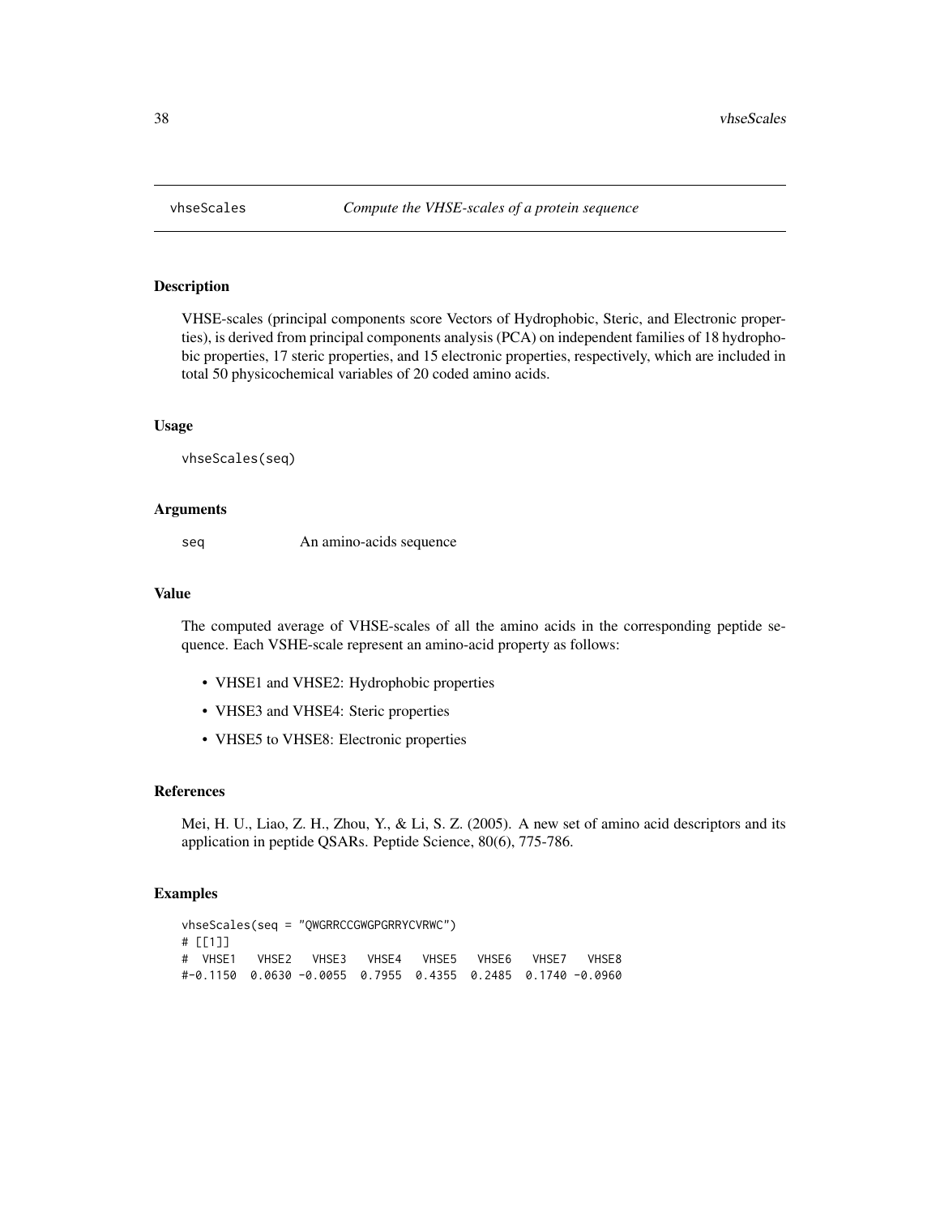# vhseScales — *Compute the VHSE-scales of a protein sequence*

## Description

VHSE-scales (principal components score Vectors of Hydrophobic, Steric, and Electronic properties), is derived from principal components analysis (PCA) on independent families of 18 hydrophobic properties, 17 steric properties, and 15 electronic properties, respectively, which are included in total 50 physicochemical variables of 20 coded amino acids.

## Usage

```
vhseScales(seq)
```

## Arguments

| | |
|---|---|
| seq | An amino-acids sequence |

## Value

The computed average of VHSE-scales of all the amino acids in the corresponding peptide sequence. Each VSHE-scale represent an amino-acid property as follows:

- VHSE1 and VHSE2: Hydrophobic properties
- VHSE3 and VHSE4: Steric properties
- VHSE5 to VHSE8: Electronic properties

## References

Mei, H. U., Liao, Z. H., Zhou, Y., & Li, S. Z. (2005). A new set of amino acid descriptors and its application in peptide QSARs. Peptide Science, 80(6), 775-786.

## Examples

```
vhseScales(seq = "QWGRRCCGWGPGRRYCVRWC")
# [[1]]
#  VHSE1   VHSE2   VHSE3   VHSE4   VHSE5   VHSE6   VHSE7   VHSE8
#-0.1150  0.0630 -0.0055  0.7955  0.4355  0.2485  0.1740 -0.0960
```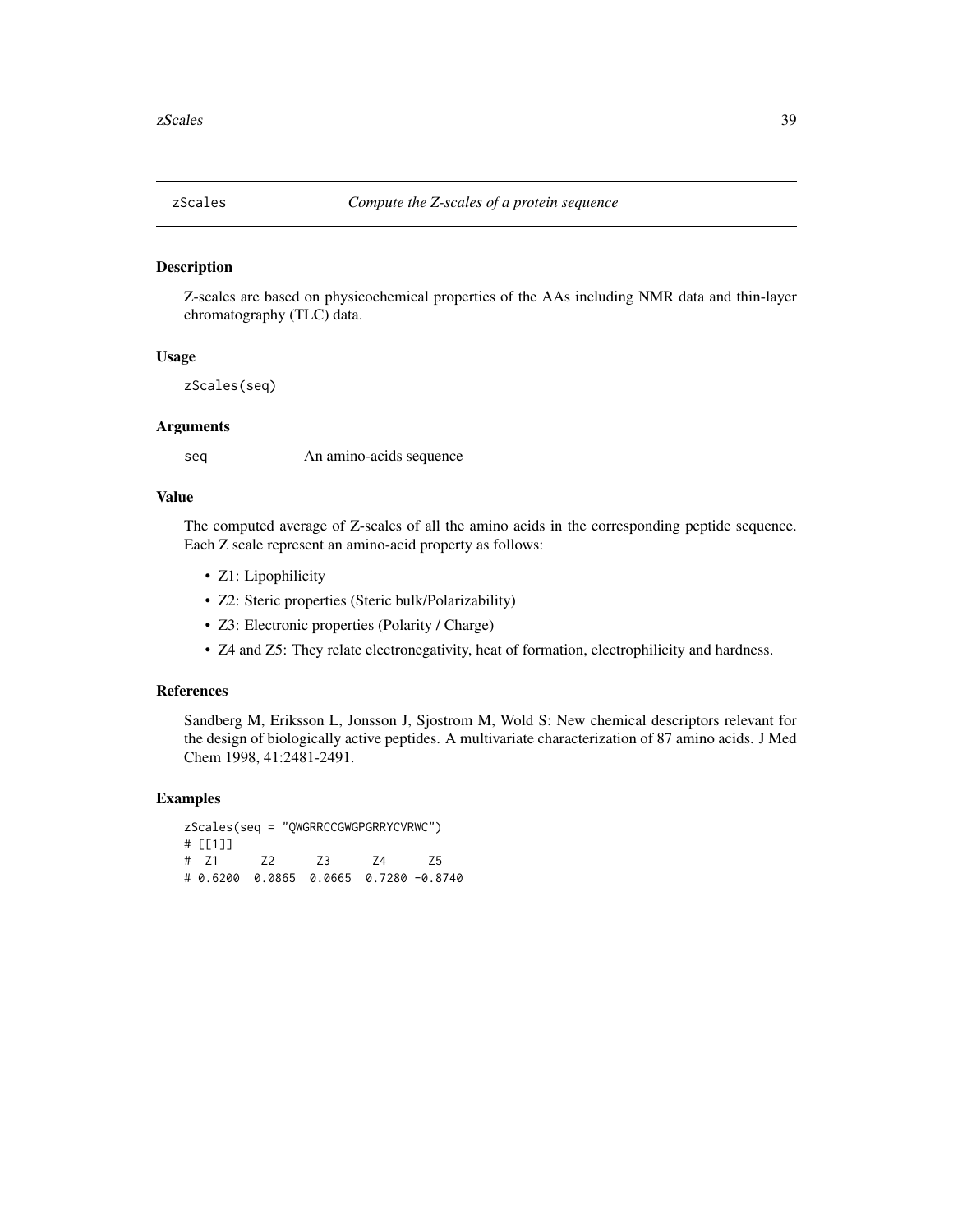## zScales — *Compute the Z-scales of a protein sequence*

### Description

Z-scales are based on physicochemical properties of the AAs including NMR data and thin-layer chromatography (TLC) data.

### Usage

```
zScales(seq)
```

### Arguments

| | |
|---|---|
| seq | An amino-acids sequence |

### Value

The computed average of Z-scales of all the amino acids in the corresponding peptide sequence. Each Z scale represent an amino-acid property as follows:

- Z1: Lipophilicity
- Z2: Steric properties (Steric bulk/Polarizability)
- Z3: Electronic properties (Polarity / Charge)
- Z4 and Z5: They relate electronegativity, heat of formation, electrophilicity and hardness.

### References

Sandberg M, Eriksson L, Jonsson J, Sjostrom M, Wold S: New chemical descriptors relevant for the design of biologically active peptides. A multivariate characterization of 87 amino acids. J Med Chem 1998, 41:2481-2491.

### Examples

```
zScales(seq = "QWGRRCCGWGPGRRYCVRWC")
# [[1]]
#  Z1      Z2      Z3      Z4      Z5
# 0.6200  0.0865  0.0665  0.7280 -0.8740
```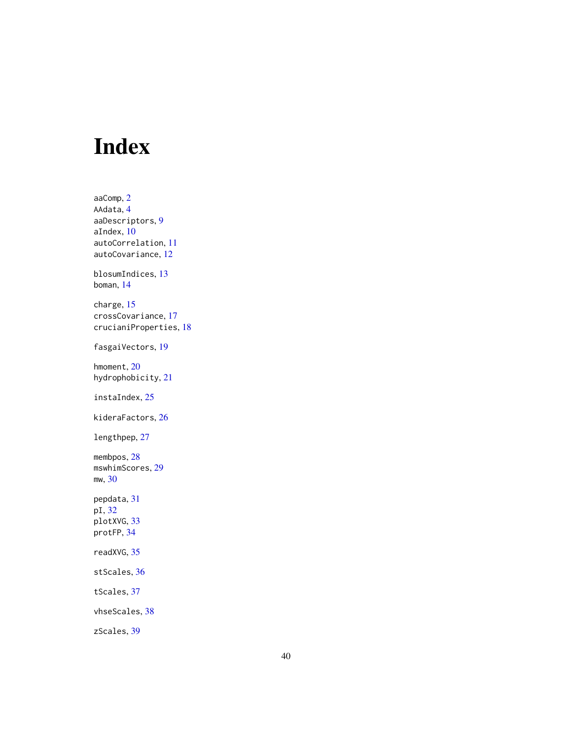# Index

aaComp, 2
AAdata, 4
aaDescriptors, 9
aIndex, 10
autoCorrelation, 11
autoCovariance, 12

blosumIndices, 13
boman, 14

charge, 15
crossCovariance, 17
crucianiProperties, 18

fasgaiVectors, 19

hmoment, 20
hydrophobicity, 21

instaIndex, 25

kideraFactors, 26

lengthpep, 27

membpos, 28
mswhimScores, 29
mw, 30

pepdata, 31
pI, 32
plotXVG, 33
protFP, 34

readXVG, 35

stScales, 36

tScales, 37

vhseScales, 38

zScales, 39